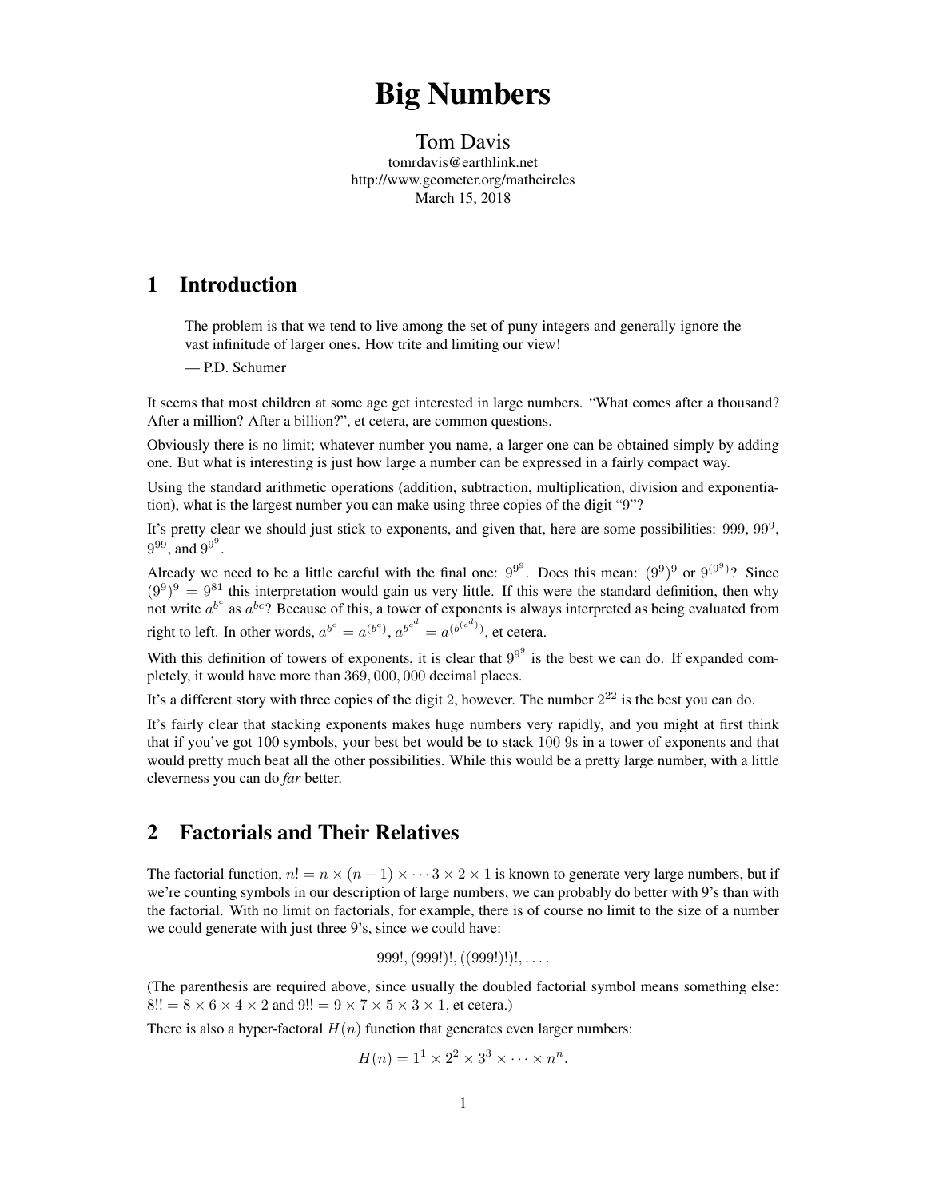# Big Numbers

Tom Davis
tomrdavis@earthlink.net
http://www.geometer.org/mathcircles
March 15, 2018

## 1 Introduction

> The problem is that we tend to live among the set of puny integers and generally ignore the vast infinitude of larger ones. How trite and limiting our view!
>
> — P.D. Schumer

It seems that most children at some age get interested in large numbers. "What comes after a thousand? After a million? After a billion?", et cetera, are common questions.

Obviously there is no limit; whatever number you name, a larger one can be obtained simply by adding one. But what is interesting is just how large a number can be expressed in a fairly compact way.

Using the standard arithmetic operations (addition, subtraction, multiplication, division and exponentiation), what is the largest number you can make using three copies of the digit "9"?

It's pretty clear we should just stick to exponents, and given that, here are some possibilities: $999$, $99^9$, $9^{99}$, and $9^{9^9}$.

Already we need to be a little careful with the final one: $9^{9^9}$. Does this mean: $(9^9)^9$ or $9^{(9^9)}$? Since $(9^9)^9 = 9^{81}$ this interpretation would gain us very little. If this were the standard definition, then why not write $a^{b^c}$ as $a^{bc}$? Because of this, a tower of exponents is always interpreted as being evaluated from right to left. In other words, $a^{b^c} = a^{(b^c)}$, $a^{b^{c^d}} = a^{(b^{(c^d)})}$, et cetera.

With this definition of towers of exponents, it is clear that $9^{9^9}$ is the best we can do. If expanded completely, it would have more than $369,000,000$ decimal places.

It's a different story with three copies of the digit 2, however. The number $2^{22}$ is the best you can do.

It's fairly clear that stacking exponents makes huge numbers very rapidly, and you might at first think that if you've got 100 symbols, your best bet would be to stack 100 9s in a tower of exponents and that would pretty much beat all the other possibilities. While this would be a pretty large number, with a little cleverness you can do *far* better.

## 2 Factorials and Their Relatives

The factorial function, $n! = n \times (n-1) \times \cdots 3 \times 2 \times 1$ is known to generate very large numbers, but if we're counting symbols in our description of large numbers, we can probably do better with 9's than with the factorial. With no limit on factorials, for example, there is of course no limit to the size of a number we could generate with just three 9's, since we could have:

$$999!, (999!)!, ((999!)!)!, \ldots.$$

(The parenthesis are required above, since usually the doubled factorial symbol means something else: $8!! = 8 \times 6 \times 4 \times 2$ and $9!! = 9 \times 7 \times 5 \times 3 \times 1$, et cetera.)

There is also a hyper-factoral $H(n)$ function that generates even larger numbers:

$$H(n) = 1^1 \times 2^2 \times 3^3 \times \cdots \times n^n.$$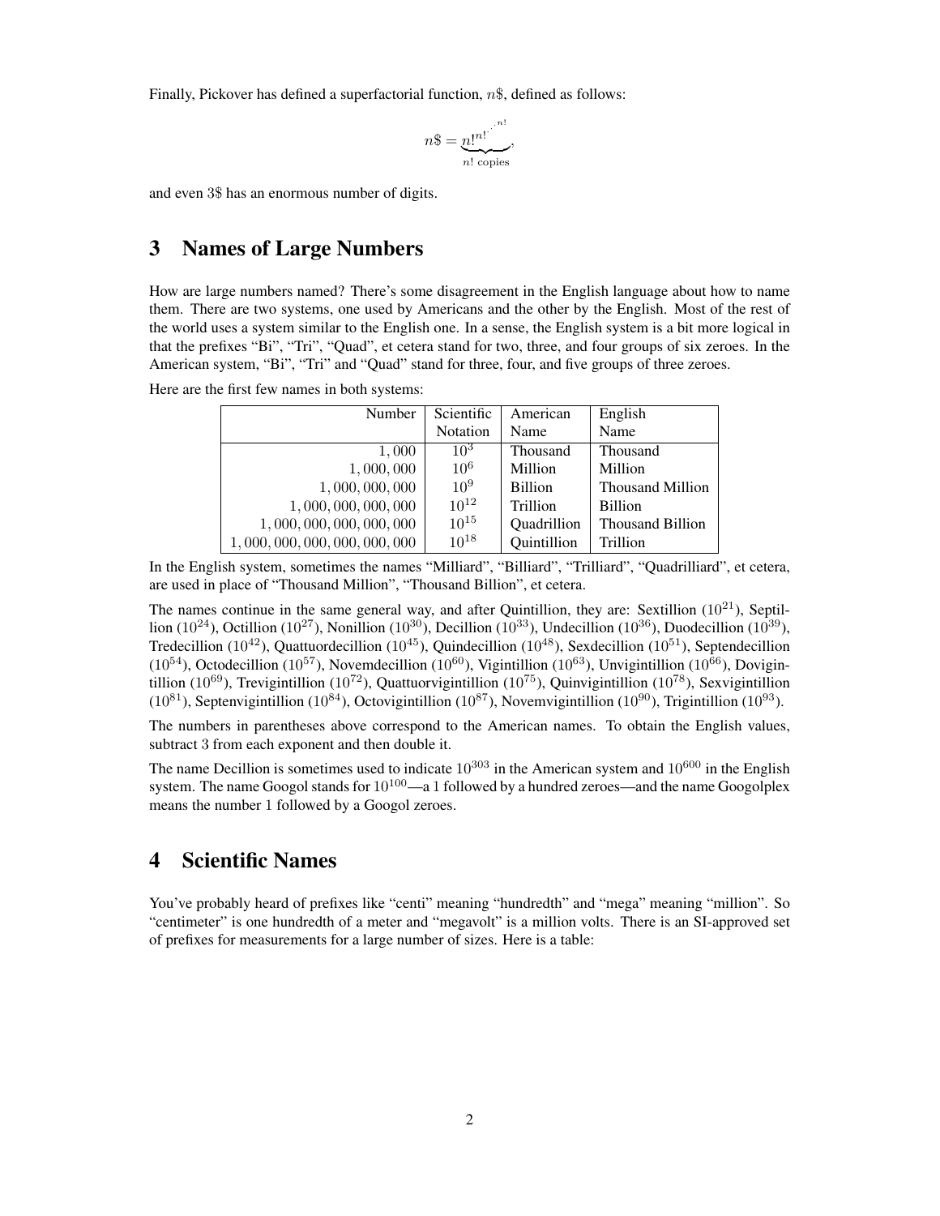Finally, Pickover has defined a superfactorial function, $n\$$, defined as follows:

$$n\$ = \underbrace{n!^{n!^{\cdot^{\cdot^{\cdot^{n!}}}}}}_{n! \text{ copies}},$$

and even 3$ has an enormous number of digits.

## 3 Names of Large Numbers

How are large numbers named? There's some disagreement in the English language about how to name them. There are two systems, one used by Americans and the other by the English. Most of the rest of the world uses a system similar to the English one. In a sense, the English system is a bit more logical in that the prefixes "Bi", "Tri", "Quad", et cetera stand for two, three, and four groups of six zeroes. In the American system, "Bi", "Tri" and "Quad" stand for three, four, and five groups of three zeroes.

Here are the first few names in both systems:

| Number | Scientific Notation | American Name | English Name |
|---:|:---:|---|---|
| $1,000$ | $10^3$ | Thousand | Thousand |
| $1,000,000$ | $10^6$ | Million | Million |
| $1,000,000,000$ | $10^9$ | Billion | Thousand Million |
| $1,000,000,000,000$ | $10^{12}$ | Trillion | Billion |
| $1,000,000,000,000,000$ | $10^{15}$ | Quadrillion | Thousand Billion |
| $1,000,000,000,000,000,000$ | $10^{18}$ | Quintillion | Trillion |

In the English system, sometimes the names "Milliard", "Billiard", "Trilliard", "Quadrilliard", et cetera, are used in place of "Thousand Million", "Thousand Billion", et cetera.

The names continue in the same general way, and after Quintillion, they are: Sextillion ($10^{21}$), Septillion ($10^{24}$), Octillion ($10^{27}$), Nonillion ($10^{30}$), Decillion ($10^{33}$), Undecillion ($10^{36}$), Duodecillion ($10^{39}$), Tredecillion ($10^{42}$), Quattuordecillion ($10^{45}$), Quindecillion ($10^{48}$), Sexdecillion ($10^{51}$), Septendecillion ($10^{54}$), Octodecillion ($10^{57}$), Novemdecillion ($10^{60}$), Vigintillion ($10^{63}$), Unvigintillion ($10^{66}$), Dovigintillion ($10^{69}$), Trevigintillion ($10^{72}$), Quattuorvigintillion ($10^{75}$), Quinvigintillion ($10^{78}$), Sexvigintillion ($10^{81}$), Septenvigintillion ($10^{84}$), Octovigintillion ($10^{87}$), Novemvigintillion ($10^{90}$), Trigintillion ($10^{93}$).

The numbers in parentheses above correspond to the American names. To obtain the English values, subtract 3 from each exponent and then double it.

The name Decillion is sometimes used to indicate $10^{303}$ in the American system and $10^{600}$ in the English system. The name Googol stands for $10^{100}$—a $1$ followed by a hundred zeroes—and the name Googolplex means the number $1$ followed by a Googol zeroes.

## 4 Scientific Names

You've probably heard of prefixes like "centi" meaning "hundredth" and "mega" meaning "million". So "centimeter" is one hundredth of a meter and "megavolt" is a million volts. There is an SI-approved set of prefixes for measurements for a large number of sizes. Here is a table: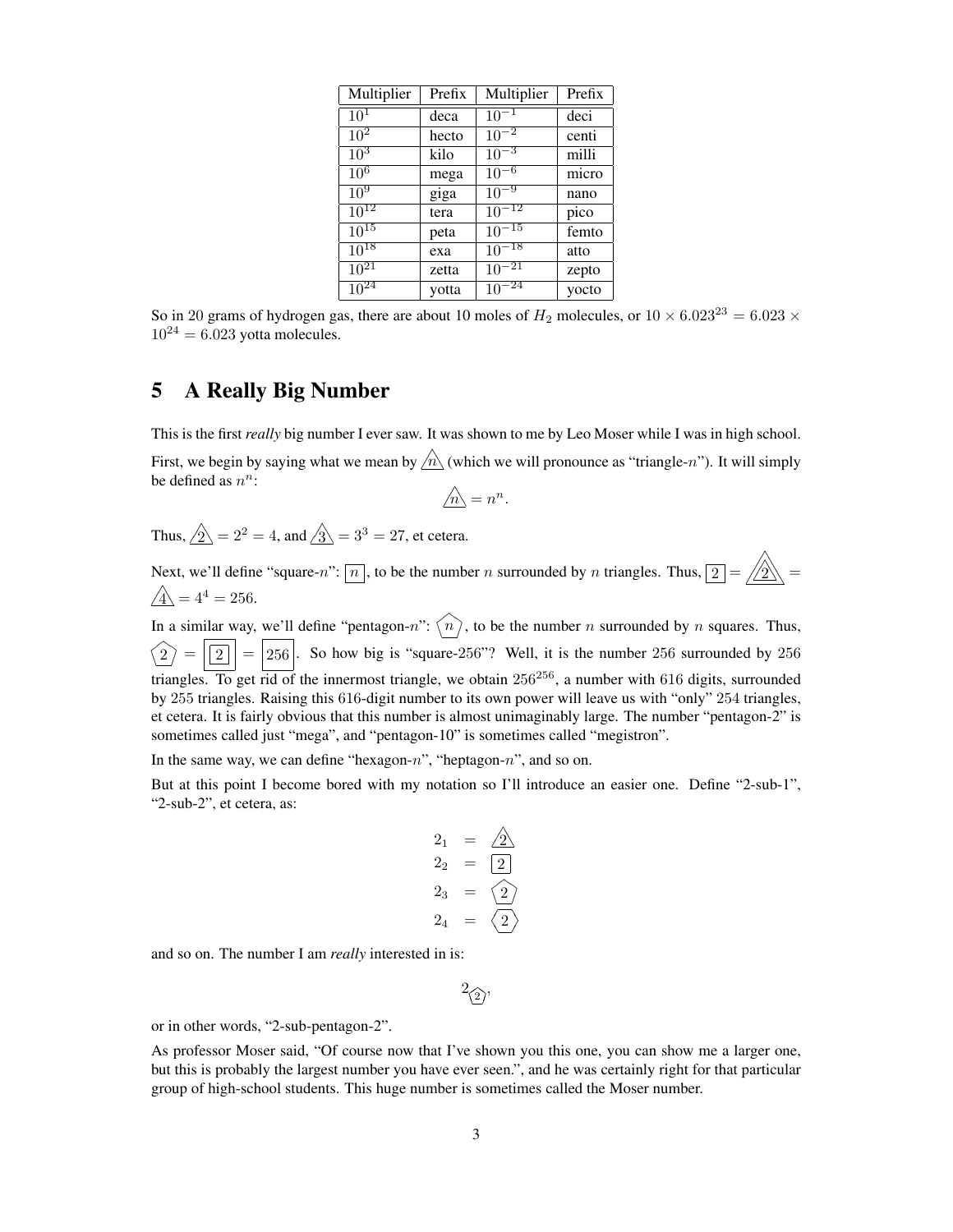| Multiplier | Prefix | Multiplier | Prefix |
|---|---|---|---|
| $10^1$ | deca | $10^{-1}$ | deci |
| $10^2$ | hecto | $10^{-2}$ | centi |
| $10^3$ | kilo | $10^{-3}$ | milli |
| $10^6$ | mega | $10^{-6}$ | micro |
| $10^9$ | giga | $10^{-9}$ | nano |
| $10^{12}$ | tera | $10^{-12}$ | pico |
| $10^{15}$ | peta | $10^{-15}$ | femto |
| $10^{18}$ | exa | $10^{-18}$ | atto |
| $10^{21}$ | zetta | $10^{-21}$ | zepto |
| $10^{24}$ | yotta | $10^{-24}$ | yocto |

So in 20 grams of hydrogen gas, there are about 10 moles of $H_2$ molecules, or $10 \times 6.023^{23} = 6.023 \times 10^{24} = 6.023$ yotta molecules.

# 5 A Really Big Number

This is the first *really* big number I ever saw. It was shown to me by Leo Moser while I was in high school.

First, we begin by saying what we mean by $\triangle n$ (which we will pronounce as "triangle-$n$"). It will simply be defined as $n^n$:

$$\triangle n = n^n.$$

Thus, $\triangle 2 = 2^2 = 4$, and $\triangle 3 = 3^3 = 27$, et cetera.

Next, we'll define "square-$n$": $\boxed{n}$, to be the number $n$ surrounded by $n$ triangles. Thus, $\boxed{2} = \triangle\triangle 2 = \triangle 4 = 4^4 = 256$.

In a similar way, we'll define "pentagon-$n$": $⬠n$, to be the number $n$ surrounded by $n$ squares. Thus, $⬠2 = \boxed{\boxed{2}} = \boxed{256}$. So how big is "square-256"? Well, it is the number 256 surrounded by 256 triangles. To get rid of the innermost triangle, we obtain $256^{256}$, a number with 616 digits, surrounded by 255 triangles. Raising this 616-digit number to its own power will leave us with "only" 254 triangles, et cetera. It is fairly obvious that this number is almost unimaginably large. The number "pentagon-2" is sometimes called just "mega", and "pentagon-10" is sometimes called "megistron".

In the same way, we can define "hexagon-$n$", "heptagon-$n$", and so on.

But at this point I become bored with my notation so I'll introduce an easier one. Define "2-sub-1", "2-sub-2", et cetera, as:

$$
\begin{aligned}
2_1 &= \triangle 2 \\
2_2 &= \boxed{2} \\
2_3 &= ⬠2 \\
2_4 &= ⬡2
\end{aligned}
$$

and so on. The number I am *really* interested in is:

$$2_{⬠2},$$

or in other words, "2-sub-pentagon-2".

As professor Moser said, "Of course now that I've shown you this one, you can show me a larger one, but this is probably the largest number you have ever seen.", and he was certainly right for that particular group of high-school students. This huge number is sometimes called the Moser number.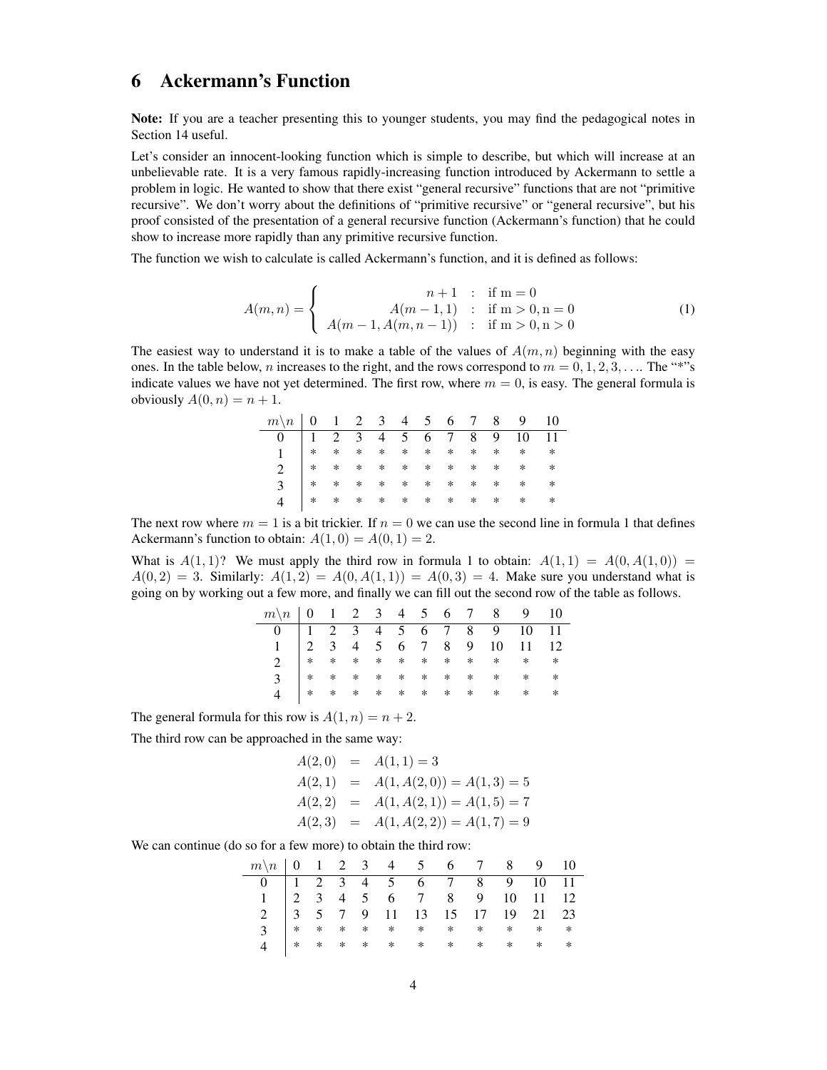# 6 Ackermann's Function

**Note:** If you are a teacher presenting this to younger students, you may find the pedagogical notes in Section 14 useful.

Let's consider an innocent-looking function which is simple to describe, but which will increase at an unbelievable rate. It is a very famous rapidly-increasing function introduced by Ackermann to settle a problem in logic. He wanted to show that there exist "general recursive" functions that are not "primitive recursive". We don't worry about the definitions of "primitive recursive" or "general recursive", but his proof consisted of the presentation of a general recursive function (Ackermann's function) that he could show to increase more rapidly than any primitive recursive function.

The function we wish to calculate is called Ackermann's function, and it is defined as follows:

$$A(m,n) = \begin{cases} n+1 & : \text{ if m} = 0 \\ A(m-1,1) & : \text{ if m} > 0, \text{n} = 0 \\ A(m-1, A(m, n-1)) & : \text{ if m} > 0, \text{n} > 0 \end{cases} \tag{1}$$

The easiest way to understand it is to make a table of the values of $A(m,n)$ beginning with the easy ones. In the table below, $n$ increases to the right, and the rows correspond to $m = 0, 1, 2, 3, \ldots$. The "*"s indicate values we have not yet determined. The first row, where $m = 0$, is easy. The general formula is obviously $A(0,n) = n+1$.

| $m \backslash n$ | 0 | 1 | 2 | 3 | 4 | 5 | 6 | 7 | 8 | 9 | 10 |
|---|---|---|---|---|---|---|---|---|---|---|---|
| 0 | 1 | 2 | 3 | 4 | 5 | 6 | 7 | 8 | 9 | 10 | 11 |
| 1 | * | * | * | * | * | * | * | * | * | * | * |
| 2 | * | * | * | * | * | * | * | * | * | * | * |
| 3 | * | * | * | * | * | * | * | * | * | * | * |
| 4 | * | * | * | * | * | * | * | * | * | * | * |

The next row where $m = 1$ is a bit trickier. If $n = 0$ we can use the second line in formula 1 that defines Ackermann's function to obtain: $A(1,0) = A(0,1) = 2$.

What is $A(1,1)$? We must apply the third row in formula 1 to obtain: $A(1,1) = A(0, A(1,0)) = A(0,2) = 3$. Similarly: $A(1,2) = A(0, A(1,1)) = A(0,3) = 4$. Make sure you understand what is going on by working out a few more, and finally we can fill out the second row of the table as follows.

| $m \backslash n$ | 0 | 1 | 2 | 3 | 4 | 5 | 6 | 7 | 8 | 9 | 10 |
|---|---|---|---|---|---|---|---|---|---|---|---|
| 0 | 1 | 2 | 3 | 4 | 5 | 6 | 7 | 8 | 9 | 10 | 11 |
| 1 | 2 | 3 | 4 | 5 | 6 | 7 | 8 | 9 | 10 | 11 | 12 |
| 2 | * | * | * | * | * | * | * | * | * | * | * |
| 3 | * | * | * | * | * | * | * | * | * | * | * |
| 4 | * | * | * | * | * | * | * | * | * | * | * |

The general formula for this row is $A(1,n) = n+2$.

The third row can be approached in the same way:

$$\begin{aligned} A(2,0) &= A(1,1) = 3 \\ A(2,1) &= A(1, A(2,0)) = A(1,3) = 5 \\ A(2,2) &= A(1, A(2,1)) = A(1,5) = 7 \\ A(2,3) &= A(1, A(2,2)) = A(1,7) = 9 \end{aligned}$$

We can continue (do so for a few more) to obtain the third row:

| $m \backslash n$ | 0 | 1 | 2 | 3 | 4 | 5 | 6 | 7 | 8 | 9 | 10 |
|---|---|---|---|---|---|---|---|---|---|---|---|
| 0 | 1 | 2 | 3 | 4 | 5 | 6 | 7 | 8 | 9 | 10 | 11 |
| 1 | 2 | 3 | 4 | 5 | 6 | 7 | 8 | 9 | 10 | 11 | 12 |
| 2 | 3 | 5 | 7 | 9 | 11 | 13 | 15 | 17 | 19 | 21 | 23 |
| 3 | * | * | * | * | * | * | * | * | * | * | * |
| 4 | * | * | * | * | * | * | * | * | * | * | * |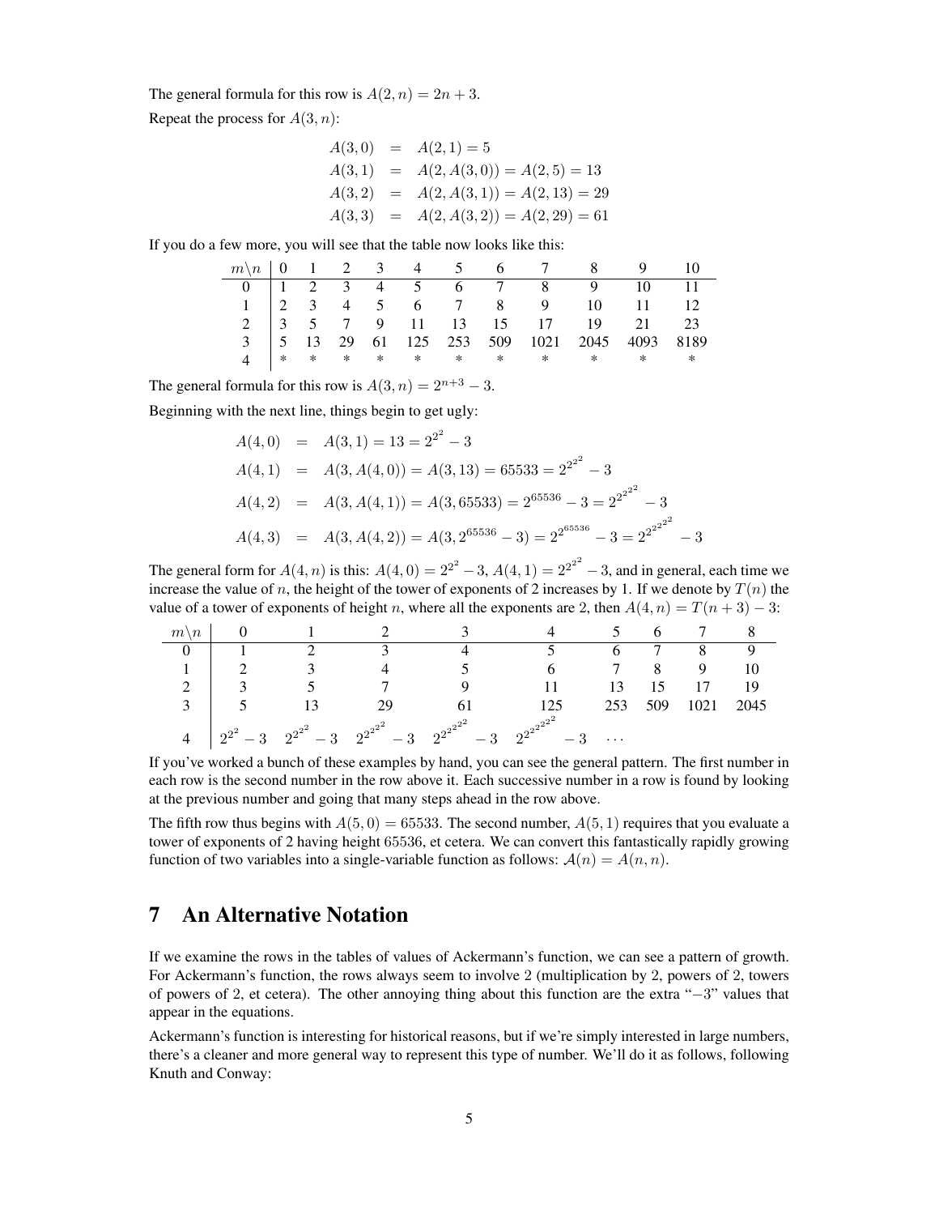The general formula for this row is $A(2,n) = 2n+3$.

Repeat the process for $A(3,n)$:

$$
\begin{aligned}
A(3,0) &= A(2,1) = 5 \\
A(3,1) &= A(2,A(3,0)) = A(2,5) = 13 \\
A(3,2) &= A(2,A(3,1)) = A(2,13) = 29 \\
A(3,3) &= A(2,A(3,2)) = A(2,29) = 61
\end{aligned}
$$

If you do a few more, you will see that the table now looks like this:

| $m\backslash n$ | 0 | 1 | 2 | 3 | 4 | 5 | 6 | 7 | 8 | 9 | 10 |
|---|---|---|---|---|---|---|---|---|---|---|---|
| 0 | 1 | 2 | 3 | 4 | 5 | 6 | 7 | 8 | 9 | 10 | 11 |
| 1 | 2 | 3 | 4 | 5 | 6 | 7 | 8 | 9 | 10 | 11 | 12 |
| 2 | 3 | 5 | 7 | 9 | 11 | 13 | 15 | 17 | 19 | 21 | 23 |
| 3 | 5 | 13 | 29 | 61 | 125 | 253 | 509 | 1021 | 2045 | 4093 | 8189 |
| 4 | * | * | * | * | * | * | * | * | * | * | * |

The general formula for this row is $A(3,n) = 2^{n+3} - 3$.

Beginning with the next line, things begin to get ugly:

$$
\begin{aligned}
A(4,0) &= A(3,1) = 13 = 2^{2^2} - 3 \\
A(4,1) &= A(3,A(4,0)) = A(3,13) = 65533 = 2^{2^{2^2}} - 3 \\
A(4,2) &= A(3,A(4,1)) = A(3,65533) = 2^{65536} - 3 = 2^{2^{2^{2^2}}} - 3 \\
A(4,3) &= A(3,A(4,2)) = A(3,2^{65536}-3) = 2^{2^{65536}} - 3 = 2^{2^{2^{2^{2^2}}}} - 3
\end{aligned}
$$

The general form for $A(4,n)$ is this: $A(4,0) = 2^{2^2} - 3$, $A(4,1) = 2^{2^{2^2}} - 3$, and in general, each time we increase the value of $n$, the height of the tower of exponents of 2 increases by 1. If we denote by $T(n)$ the value of a tower of exponents of height $n$, where all the exponents are 2, then $A(4,n) = T(n+3) - 3$:

| $m\backslash n$ | 0 | 1 | 2 | 3 | 4 | 5 | 6 | 7 | 8 |
|---|---|---|---|---|---|---|---|---|---|
| 0 | 1 | 2 | 3 | 4 | 5 | 6 | 7 | 8 | 9 |
| 1 | 2 | 3 | 4 | 5 | 6 | 7 | 8 | 9 | 10 |
| 2 | 3 | 5 | 7 | 9 | 11 | 13 | 15 | 17 | 19 |
| 3 | 5 | 13 | 29 | 61 | 125 | 253 | 509 | 1021 | 2045 |
| 4 | $2^{2^2} - 3$ | $2^{2^{2^2}} - 3$ | $2^{2^{2^{2^2}}} - 3$ | $2^{2^{2^{2^{2^2}}}} - 3$ | $2^{2^{2^{2^{2^{2^2}}}}} - 3$ | $\cdots$ | | | |

If you've worked a bunch of these examples by hand, you can see the general pattern. The first number in each row is the second number in the row above it. Each successive number in a row is found by looking at the previous number and going that many steps ahead in the row above.

The fifth row thus begins with $A(5,0) = 65533$. The second number, $A(5,1)$ requires that you evaluate a tower of exponents of 2 having height 65536, et cetera. We can convert this fantastically rapidly growing function of two variables into a single-variable function as follows: $\mathcal{A}(n) = A(n,n)$.

## 7 An Alternative Notation

If we examine the rows in the tables of values of Ackermann's function, we can see a pattern of growth. For Ackermann's function, the rows always seem to involve 2 (multiplication by 2, powers of 2, towers of powers of 2, et cetera). The other annoying thing about this function are the extra "$-3$" values that appear in the equations.

Ackermann's function is interesting for historical reasons, but if we're simply interested in large numbers, there's a cleaner and more general way to represent this type of number. We'll do it as follows, following Knuth and Conway: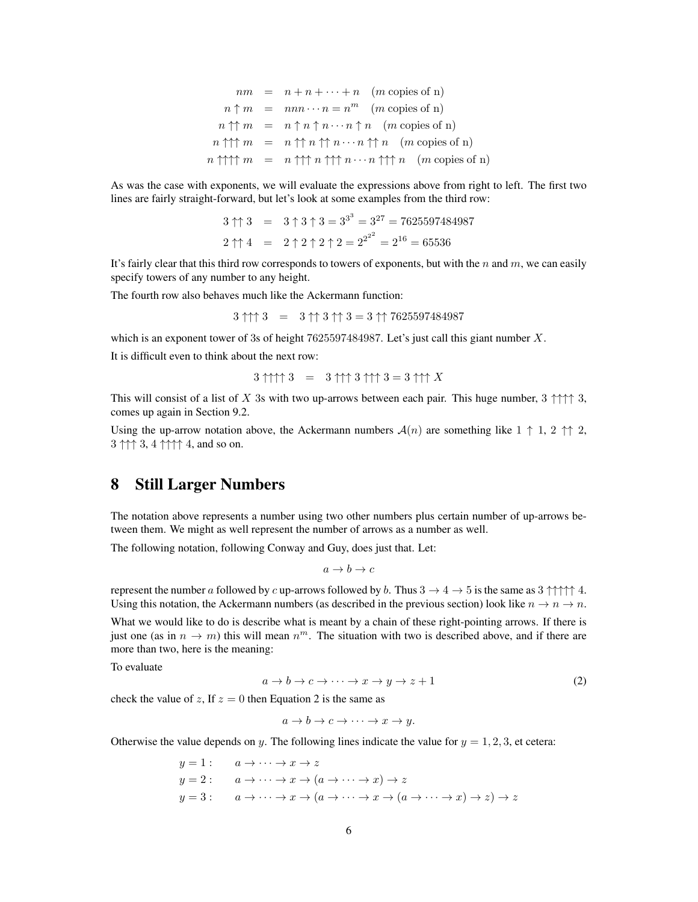$$
\begin{aligned}
nm &= n + n + \cdots + n \quad (m \text{ copies of n}) \\
n \uparrow m &= nnn \cdots n = n^m \quad (m \text{ copies of n}) \\
n \uparrow\uparrow m &= n \uparrow n \uparrow n \cdots n \uparrow n \quad (m \text{ copies of n}) \\
n \uparrow\uparrow\uparrow m &= n \uparrow\uparrow n \uparrow\uparrow n \cdots n \uparrow\uparrow n \quad (m \text{ copies of n}) \\
n \uparrow\uparrow\uparrow\uparrow m &= n \uparrow\uparrow\uparrow n \uparrow\uparrow\uparrow n \cdots n \uparrow\uparrow\uparrow n \quad (m \text{ copies of n})
\end{aligned}
$$

As was the case with exponents, we will evaluate the expressions above from right to left. The first two lines are fairly straight-forward, but let's look at some examples from the third row:

$$
\begin{aligned}
3 \uparrow\uparrow 3 &= 3 \uparrow 3 \uparrow 3 = 3^{3^3} = 3^{27} = 7625597484987 \\
2 \uparrow\uparrow 4 &= 2 \uparrow 2 \uparrow 2 \uparrow 2 = 2^{2^{2^2}} = 2^{16} = 65536
\end{aligned}
$$

It's fairly clear that this third row corresponds to towers of exponents, but with the $n$ and $m$, we can easily specify towers of any number to any height.

The fourth row also behaves much like the Ackermann function:

$$3 \uparrow\uparrow\uparrow 3 \quad = \quad 3 \uparrow\uparrow 3 \uparrow\uparrow 3 = 3 \uparrow\uparrow 7625597484987$$

which is an exponent tower of 3s of height 7625597484987. Let's just call this giant number $X$.

It is difficult even to think about the next row:

$$3 \uparrow\uparrow\uparrow\uparrow 3 \quad = \quad 3 \uparrow\uparrow\uparrow 3 \uparrow\uparrow\uparrow 3 = 3 \uparrow\uparrow\uparrow X$$

This will consist of a list of $X$ 3s with two up-arrows between each pair. This huge number, $3 \uparrow\uparrow\uparrow\uparrow 3$, comes up again in Section 9.2.

Using the up-arrow notation above, the Ackermann numbers $\mathcal{A}(n)$ are something like $1 \uparrow 1$, $2 \uparrow\uparrow 2$, $3 \uparrow\uparrow\uparrow 3$, $4 \uparrow\uparrow\uparrow\uparrow 4$, and so on.

## 8 Still Larger Numbers

The notation above represents a number using two other numbers plus certain number of up-arrows between them. We might as well represent the number of arrows as a number as well.

The following notation, following Conway and Guy, does just that. Let:

$$a \to b \to c$$

represent the number $a$ followed by $c$ up-arrows followed by $b$. Thus $3 \to 4 \to 5$ is the same as $3 \uparrow\uparrow\uparrow\uparrow\uparrow 4$. Using this notation, the Ackermann numbers (as described in the previous section) look like $n \to n \to n$.

What we would like to do is describe what is meant by a chain of these right-pointing arrows. If there is just one (as in $n \to m$) this will mean $n^m$. The situation with two is described above, and if there are more than two, here is the meaning:

To evaluate

$$a \to b \to c \to \cdots \to x \to y \to z + 1 \tag{2}$$

check the value of $z$, If $z = 0$ then Equation 2 is the same as

$$a \to b \to c \to \cdots \to x \to y.$$

Otherwise the value depends on $y$. The following lines indicate the value for $y = 1, 2, 3$, et cetera:

$$
\begin{aligned}
y = 1: &\quad a \to \cdots \to x \to z \\
y = 2: &\quad a \to \cdots \to x \to (a \to \cdots \to x) \to z \\
y = 3: &\quad a \to \cdots \to x \to (a \to \cdots \to x \to (a \to \cdots \to x) \to z) \to z
\end{aligned}
$$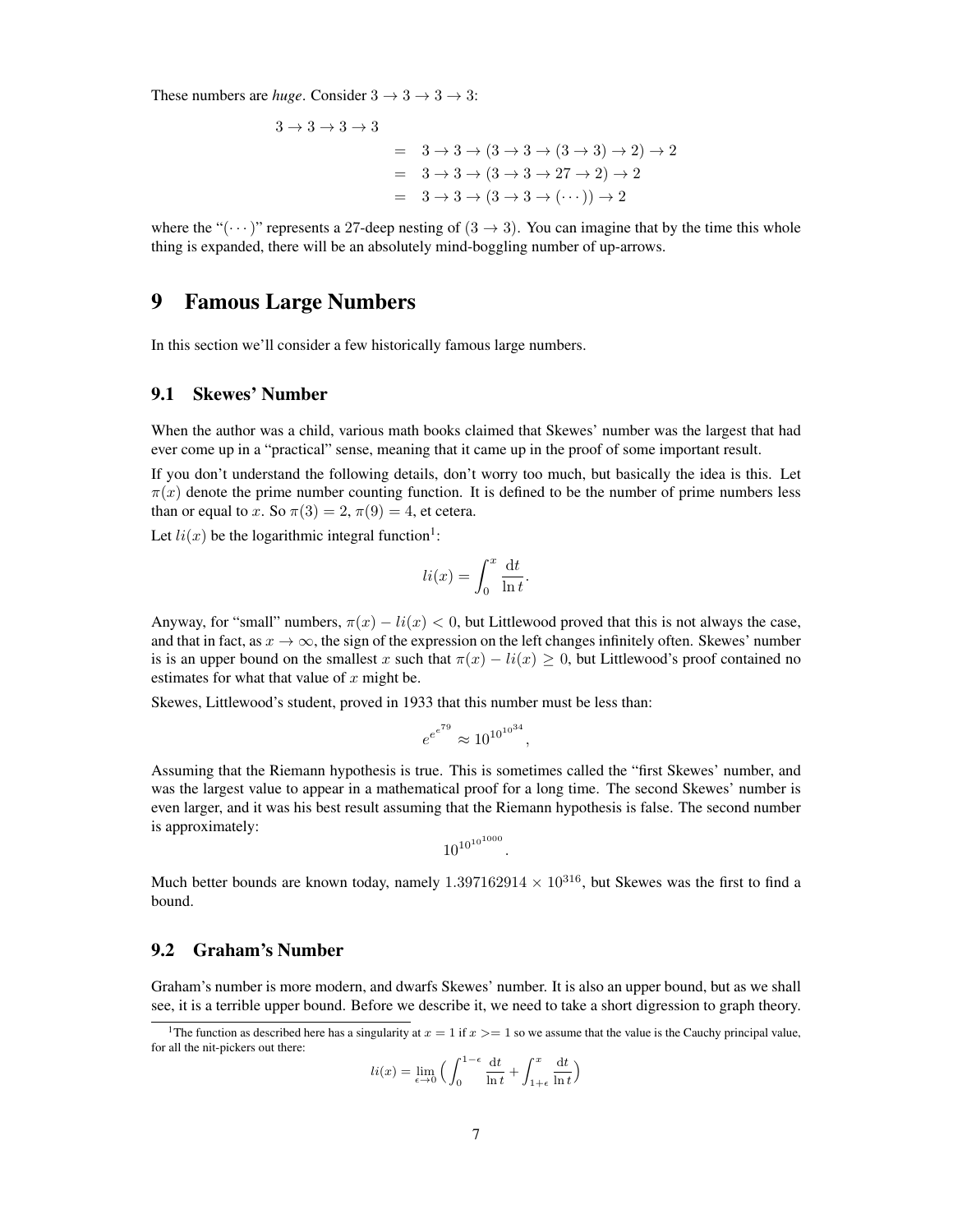These numbers are *huge*. Consider $3 \to 3 \to 3 \to 3$:

$$
\begin{aligned}
3 \to 3 \to 3 \to 3 & \\
&= 3 \to 3 \to (3 \to 3 \to (3 \to 3) \to 2) \to 2 \\
&= 3 \to 3 \to (3 \to 3 \to 27 \to 2) \to 2 \\
&= 3 \to 3 \to (3 \to 3 \to (\cdots)) \to 2
\end{aligned}
$$

where the "$(\cdots)$" represents a 27-deep nesting of $(3 \to 3)$. You can imagine that by the time this whole thing is expanded, there will be an absolutely mind-boggling number of up-arrows.

# 9 Famous Large Numbers

In this section we'll consider a few historically famous large numbers.

## 9.1 Skewes' Number

When the author was a child, various math books claimed that Skewes' number was the largest that had ever come up in a "practical" sense, meaning that it came up in the proof of some important result.

If you don't understand the following details, don't worry too much, but basically the idea is this. Let $\pi(x)$ denote the prime number counting function. It is defined to be the number of prime numbers less than or equal to $x$. So $\pi(3) = 2$, $\pi(9) = 4$, et cetera.

Let $li(x)$ be the logarithmic integral function[1]:

$$li(x) = \int_0^x \frac{\mathrm{d}t}{\ln t}.$$

Anyway, for "small" numbers, $\pi(x) - li(x) < 0$, but Littlewood proved that this is not always the case, and that in fact, as $x \to \infty$, the sign of the expression on the left changes infinitely often. Skewes' number is is an upper bound on the smallest $x$ such that $\pi(x) - li(x) \geq 0$, but Littlewood's proof contained no estimates for what that value of $x$ might be.

Skewes, Littlewood's student, proved in 1933 that this number must be less than:

$$e^{e^{e^{79}}} \approx 10^{10^{10^{34}}},$$

Assuming that the Riemann hypothesis is true. This is sometimes called the "first Skewes' number, and was the largest value to appear in a mathematical proof for a long time. The second Skewes' number is even larger, and it was his best result assuming that the Riemann hypothesis is false. The second number is approximately:

$$10^{10^{10^{1000}}}.$$

Much better bounds are known today, namely $1.397162914 \times 10^{316}$, but Skewes was the first to find a bound.

## 9.2 Graham's Number

Graham's number is more modern, and dwarfs Skewes' number. It is also an upper bound, but as we shall see, it is a terrible upper bound. Before we describe it, we need to take a short digression to graph theory.

[1] The function as described here has a singularity at $x = 1$ if $x >= 1$ so we assume that the value is the Cauchy principal value, for all the nit-pickers out there:

$$li(x) = \lim_{\epsilon \to 0} \Big( \int_0^{1-\epsilon} \frac{\mathrm{d}t}{\ln t} + \int_{1+\epsilon}^{x} \frac{\mathrm{d}t}{\ln t} \Big)$$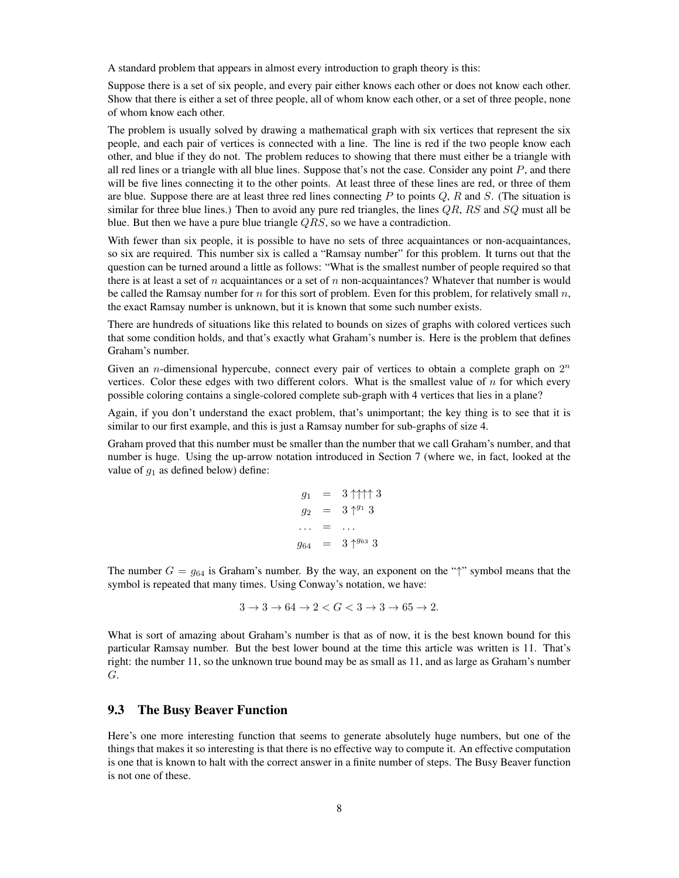A standard problem that appears in almost every introduction to graph theory is this:

Suppose there is a set of six people, and every pair either knows each other or does not know each other. Show that there is either a set of three people, all of whom know each other, or a set of three people, none of whom know each other.

The problem is usually solved by drawing a mathematical graph with six vertices that represent the six people, and each pair of vertices is connected with a line. The line is red if the two people know each other, and blue if they do not. The problem reduces to showing that there must either be a triangle with all red lines or a triangle with all blue lines. Suppose that's not the case. Consider any point $P$, and there will be five lines connecting it to the other points. At least three of these lines are red, or three of them are blue. Suppose there are at least three red lines connecting $P$ to points $Q$, $R$ and $S$. (The situation is similar for three blue lines.) Then to avoid any pure red triangles, the lines $QR$, $RS$ and $SQ$ must all be blue. But then we have a pure blue triangle $QRS$, so we have a contradiction.

With fewer than six people, it is possible to have no sets of three acquaintances or non-acquaintances, so six are required. This number six is called a "Ramsay number" for this problem. It turns out that the question can be turned around a little as follows: "What is the smallest number of people required so that there is at least a set of $n$ acquaintances or a set of $n$ non-acquaintances? Whatever that number is would be called the Ramsay number for $n$ for this sort of problem. Even for this problem, for relatively small $n$, the exact Ramsay number is unknown, but it is known that some such number exists.

There are hundreds of situations like this related to bounds on sizes of graphs with colored vertices such that some condition holds, and that's exactly what Graham's number is. Here is the problem that defines Graham's number.

Given an $n$-dimensional hypercube, connect every pair of vertices to obtain a complete graph on $2^n$ vertices. Color these edges with two different colors. What is the smallest value of $n$ for which every possible coloring contains a single-colored complete sub-graph with 4 vertices that lies in a plane?

Again, if you don't understand the exact problem, that's unimportant; the key thing is to see that it is similar to our first example, and this is just a Ramsay number for sub-graphs of size 4.

Graham proved that this number must be smaller than the number that we call Graham's number, and that number is huge. Using the up-arrow notation introduced in Section 7 (where we, in fact, looked at the value of $g_1$ as defined below) define:

$$
\begin{aligned}
g_1 &= 3 \uparrow\uparrow\uparrow\uparrow 3 \\
g_2 &= 3 \uparrow^{g_1} 3 \\
\ldots &= \ldots \\
g_{64} &= 3 \uparrow^{g_{63}} 3
\end{aligned}
$$

The number $G = g_{64}$ is Graham's number. By the way, an exponent on the "$\uparrow$" symbol means that the symbol is repeated that many times. Using Conway's notation, we have:

$$3 \to 3 \to 64 \to 2 < G < 3 \to 3 \to 65 \to 2.$$

What is sort of amazing about Graham's number is that as of now, it is the best known bound for this particular Ramsay number. But the best lower bound at the time this article was written is 11. That's right: the number 11, so the unknown true bound may be as small as 11, and as large as Graham's number $G$.

## 9.3 The Busy Beaver Function

Here's one more interesting function that seems to generate absolutely huge numbers, but one of the things that makes it so interesting is that there is no effective way to compute it. An effective computation is one that is known to halt with the correct answer in a finite number of steps. The Busy Beaver function is not one of these.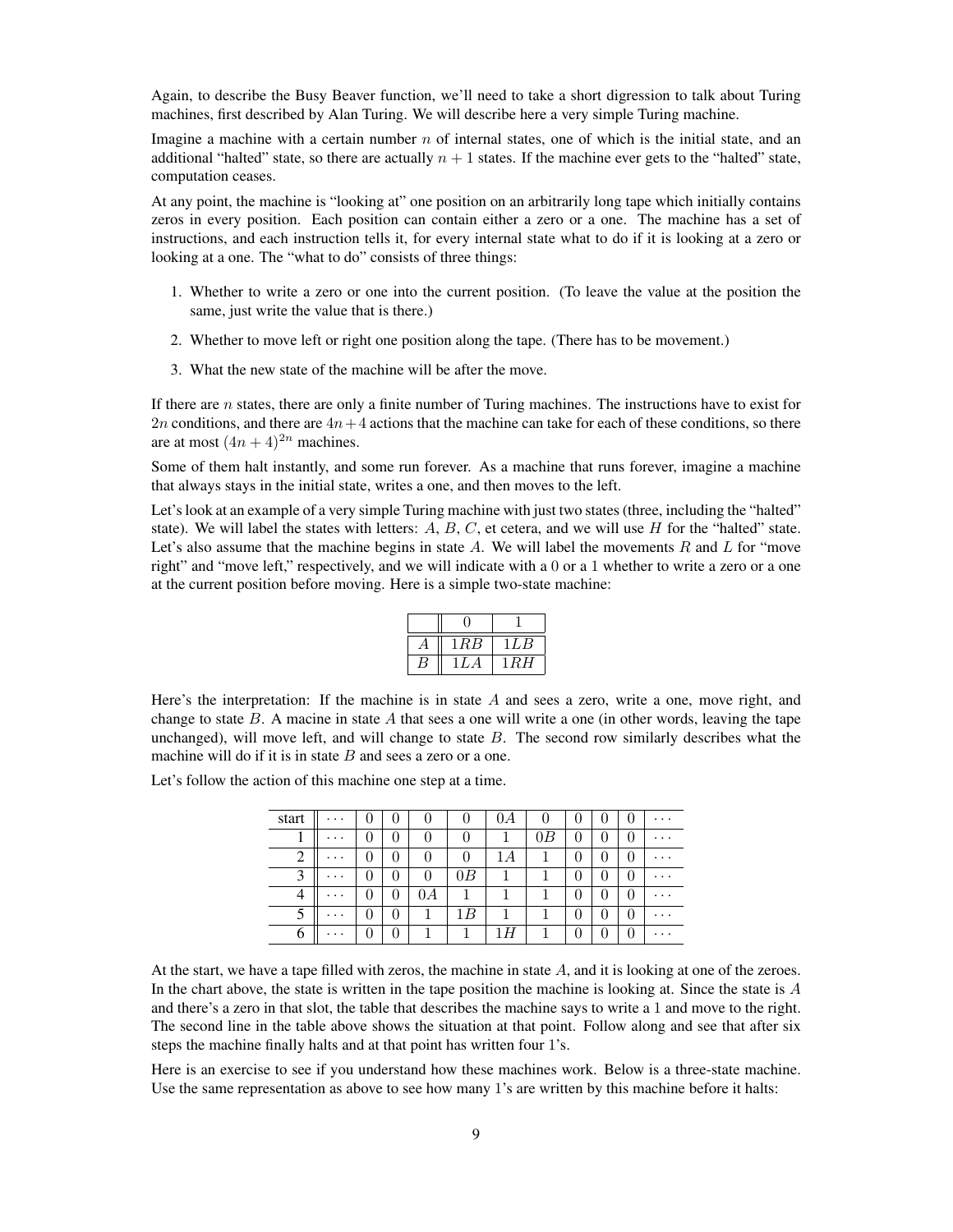Again, to describe the Busy Beaver function, we'll need to take a short digression to talk about Turing machines, first described by Alan Turing. We will describe here a very simple Turing machine.

Imagine a machine with a certain number $n$ of internal states, one of which is the initial state, and an additional "halted" state, so there are actually $n + 1$ states. If the machine ever gets to the "halted" state, computation ceases.

At any point, the machine is "looking at" one position on an arbitrarily long tape which initially contains zeros in every position. Each position can contain either a zero or a one. The machine has a set of instructions, and each instruction tells it, for every internal state what to do if it is looking at a zero or looking at a one. The "what to do" consists of three things:

1. Whether to write a zero or one into the current position. (To leave the value at the position the same, just write the value that is there.)
2. Whether to move left or right one position along the tape. (There has to be movement.)
3. What the new state of the machine will be after the move.

If there are $n$ states, there are only a finite number of Turing machines. The instructions have to exist for $2n$ conditions, and there are $4n+4$ actions that the machine can take for each of these conditions, so there are at most $(4n + 4)^{2n}$ machines.

Some of them halt instantly, and some run forever. As a machine that runs forever, imagine a machine that always stays in the initial state, writes a one, and then moves to the left.

Let's look at an example of a very simple Turing machine with just two states (three, including the "halted" state). We will label the states with letters: $A$, $B$, $C$, et cetera, and we will use $H$ for the "halted" state. Let's also assume that the machine begins in state $A$. We will label the movements $R$ and $L$ for "move right" and "move left," respectively, and we will indicate with a 0 or a 1 whether to write a zero or a one at the current position before moving. Here is a simple two-state machine:

| | 0 | 1 |
|---|---|---|
| $A$ | $1RB$ | $1LB$ |
| $B$ | $1LA$ | $1RH$ |

Here's the interpretation: If the machine is in state $A$ and sees a zero, write a one, move right, and change to state $B$. A macine in state $A$ that sees a one will write a one (in other words, leaving the tape unchanged), will move left, and will change to state $B$. The second row similarly describes what the machine will do if it is in state $B$ and sees a zero or a one.

Let's follow the action of this machine one step at a time.

| start | $\cdots$ | 0 | 0 | 0 | 0 | $0A$ | 0 | 0 | 0 | 0 | $\cdots$ |
|---|---|---|---|---|---|---|---|---|---|---|---|
| 1 | $\cdots$ | 0 | 0 | 0 | 0 | 1 | $0B$ | 0 | 0 | 0 | $\cdots$ |
| 2 | $\cdots$ | 0 | 0 | 0 | 0 | $1A$ | 1 | 0 | 0 | 0 | $\cdots$ |
| 3 | $\cdots$ | 0 | 0 | 0 | $0B$ | 1 | 1 | 0 | 0 | 0 | $\cdots$ |
| 4 | $\cdots$ | 0 | 0 | $0A$ | 1 | 1 | 1 | 0 | 0 | 0 | $\cdots$ |
| 5 | $\cdots$ | 0 | 0 | 1 | $1B$ | 1 | 1 | 0 | 0 | 0 | $\cdots$ |
| 6 | $\cdots$ | 0 | 0 | 1 | 1 | $1H$ | 1 | 0 | 0 | 0 | $\cdots$ |

At the start, we have a tape filled with zeros, the machine in state $A$, and it is looking at one of the zeroes. In the chart above, the state is written in the tape position the machine is looking at. Since the state is $A$ and there's a zero in that slot, the table that describes the machine says to write a 1 and move to the right. The second line in the table above shows the situation at that point. Follow along and see that after six steps the machine finally halts and at that point has written four 1's.

Here is an exercise to see if you understand how these machines work. Below is a three-state machine. Use the same representation as above to see how many 1's are written by this machine before it halts: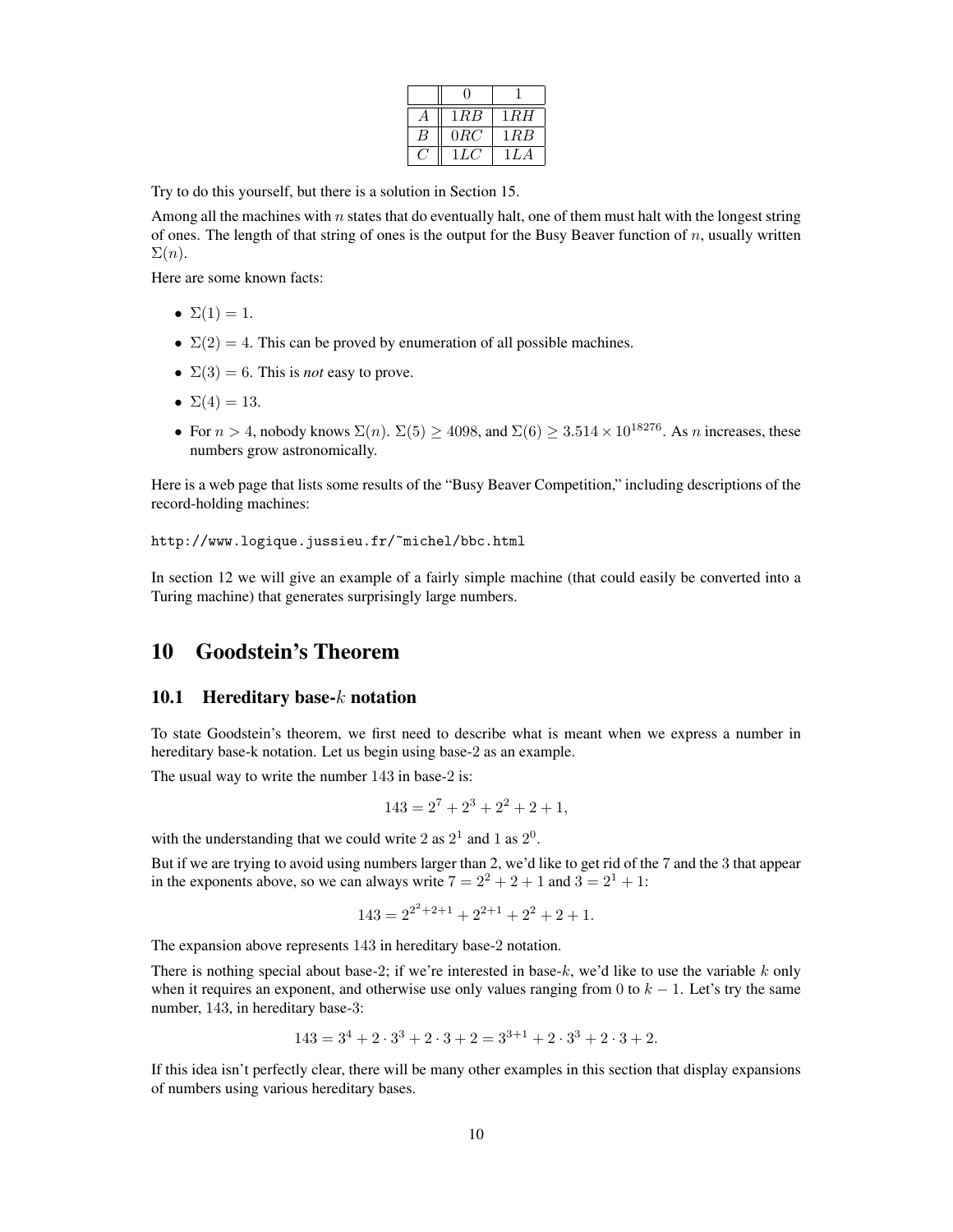| | 0 | 1 |
|---|---|---|
| $A$ | $1RB$ | $1RH$ |
| $B$ | $0RC$ | $1RB$ |
| $C$ | $1LC$ | $1LA$ |

Try to do this yourself, but there is a solution in Section 15.

Among all the machines with $n$ states that do eventually halt, one of them must halt with the longest string of ones. The length of that string of ones is the output for the Busy Beaver function of $n$, usually written $\Sigma(n)$.

Here are some known facts:

- $\Sigma(1) = 1$.
- $\Sigma(2) = 4$. This can be proved by enumeration of all possible machines.
- $\Sigma(3) = 6$. This is *not* easy to prove.
- $\Sigma(4) = 13$.
- For $n > 4$, nobody knows $\Sigma(n)$. $\Sigma(5) \geq 4098$, and $\Sigma(6) \geq 3.514 \times 10^{18276}$. As $n$ increases, these numbers grow astronomically.

Here is a web page that lists some results of the "Busy Beaver Competition," including descriptions of the record-holding machines:

```
http://www.logique.jussieu.fr/~michel/bbc.html
```

In section 12 we will give an example of a fairly simple machine (that could easily be converted into a Turing machine) that generates surprisingly large numbers.

# 10 Goodstein's Theorem

## 10.1 Hereditary base-$k$ notation

To state Goodstein's theorem, we first need to describe what is meant when we express a number in hereditary base-k notation. Let us begin using base-2 as an example.

The usual way to write the number 143 in base-2 is:

$$143 = 2^7 + 2^3 + 2^2 + 2 + 1,$$

with the understanding that we could write 2 as $2^1$ and 1 as $2^0$.

But if we are trying to avoid using numbers larger than 2, we'd like to get rid of the 7 and the 3 that appear in the exponents above, so we can always write $7 = 2^2 + 2 + 1$ and $3 = 2^1 + 1$:

$$143 = 2^{2^2+2+1} + 2^{2+1} + 2^2 + 2 + 1.$$

The expansion above represents 143 in hereditary base-2 notation.

There is nothing special about base-2; if we're interested in base-$k$, we'd like to use the variable $k$ only when it requires an exponent, and otherwise use only values ranging from 0 to $k-1$. Let's try the same number, 143, in hereditary base-3:

$$143 = 3^4 + 2 \cdot 3^3 + 2 \cdot 3 + 2 = 3^{3+1} + 2 \cdot 3^3 + 2 \cdot 3 + 2.$$

If this idea isn't perfectly clear, there will be many other examples in this section that display expansions of numbers using various hereditary bases.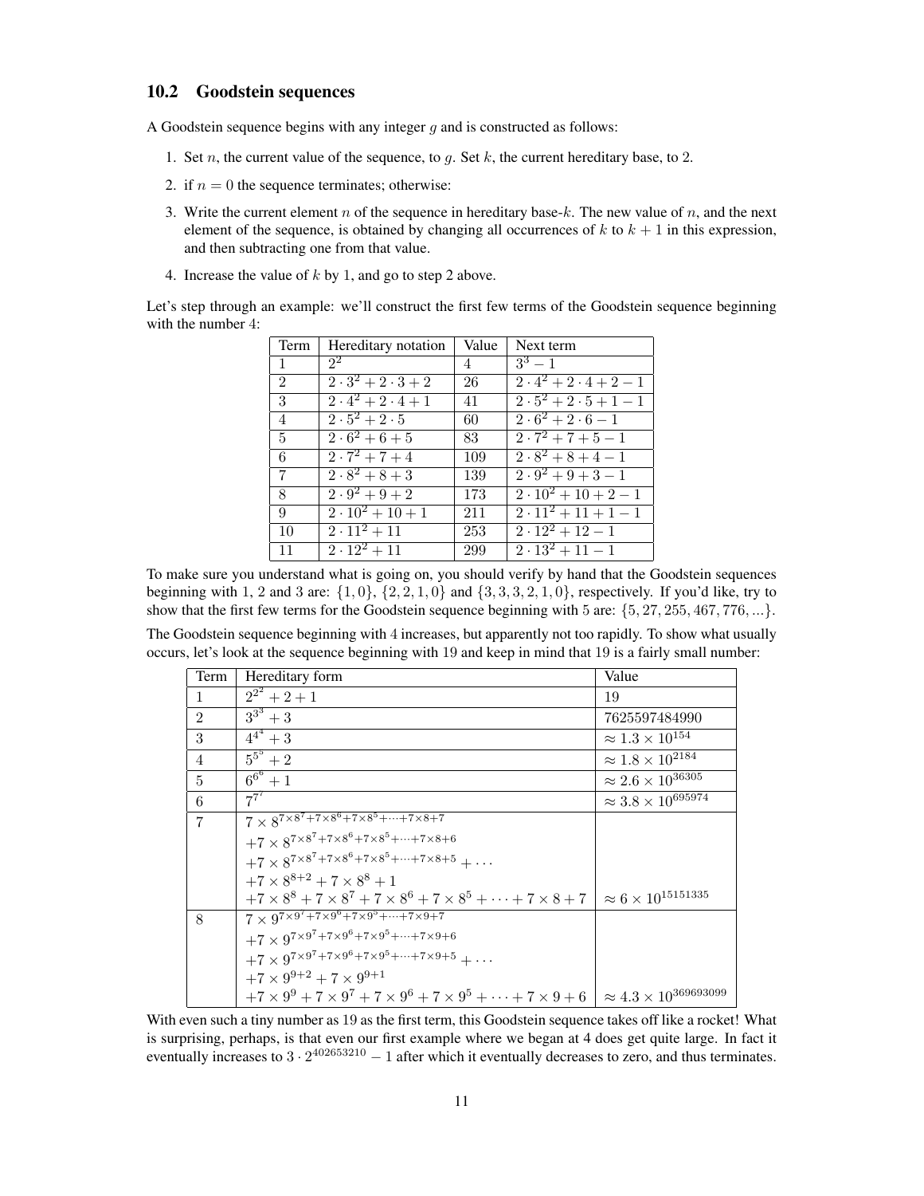### 10.2 Goodstein sequences

A Goodstein sequence begins with any integer $g$ and is constructed as follows:

1. Set $n$, the current value of the sequence, to $g$. Set $k$, the current hereditary base, to 2.
2. if $n = 0$ the sequence terminates; otherwise:
3. Write the current element $n$ of the sequence in hereditary base-$k$. The new value of $n$, and the next element of the sequence, is obtained by changing all occurrences of $k$ to $k+1$ in this expression, and then subtracting one from that value.
4. Increase the value of $k$ by 1, and go to step 2 above.

Let's step through an example: we'll construct the first few terms of the Goodstein sequence beginning with the number 4:

| Term | Hereditary notation | Value | Next term |
|---|---|---|---|
| 1 | $2^2$ | 4 | $3^3 - 1$ |
| 2 | $2 \cdot 3^2 + 2 \cdot 3 + 2$ | 26 | $2 \cdot 4^2 + 2 \cdot 4 + 2 - 1$ |
| 3 | $2 \cdot 4^2 + 2 \cdot 4 + 1$ | 41 | $2 \cdot 5^2 + 2 \cdot 5 + 1 - 1$ |
| 4 | $2 \cdot 5^2 + 2 \cdot 5$ | 60 | $2 \cdot 6^2 + 2 \cdot 6 - 1$ |
| 5 | $2 \cdot 6^2 + 6 + 5$ | 83 | $2 \cdot 7^2 + 7 + 5 - 1$ |
| 6 | $2 \cdot 7^2 + 7 + 4$ | 109 | $2 \cdot 8^2 + 8 + 4 - 1$ |
| 7 | $2 \cdot 8^2 + 8 + 3$ | 139 | $2 \cdot 9^2 + 9 + 3 - 1$ |
| 8 | $2 \cdot 9^2 + 9 + 2$ | 173 | $2 \cdot 10^2 + 10 + 2 - 1$ |
| 9 | $2 \cdot 10^2 + 10 + 1$ | 211 | $2 \cdot 11^2 + 11 + 1 - 1$ |
| 10 | $2 \cdot 11^2 + 11$ | 253 | $2 \cdot 12^2 + 12 - 1$ |
| 11 | $2 \cdot 12^2 + 11$ | 299 | $2 \cdot 13^2 + 11 - 1$ |

To make sure you understand what is going on, you should verify by hand that the Goodstein sequences beginning with 1, 2 and 3 are: $\{1, 0\}$, $\{2, 2, 1, 0\}$ and $\{3, 3, 3, 2, 1, 0\}$, respectively. If you'd like, try to show that the first few terms for the Goodstein sequence beginning with 5 are: $\{5, 27, 255, 467, 776, ...\}$.

The Goodstein sequence beginning with 4 increases, but apparently not too rapidly. To show what usually occurs, let's look at the sequence beginning with 19 and keep in mind that 19 is a fairly small number:

| Term | Hereditary form | Value |
|---|---|---|
| 1 | $2^{2^2} + 2 + 1$ | 19 |
| 2 | $3^{3^3} + 3$ | 7625597484990 |
| 3 | $4^{4^4} + 3$ | $\approx 1.3 \times 10^{154}$ |
| 4 | $5^{5^5} + 2$ | $\approx 1.8 \times 10^{2184}$ |
| 5 | $6^{6^6} + 1$ | $\approx 2.6 \times 10^{36305}$ |
| 6 | $7^{7^7}$ | $\approx 3.8 \times 10^{695974}$ |
| 7 | $7 \times 8^{7\times 8^7 + 7\times 8^6 + 7\times 8^5 + \cdots + 7\times 8 + 7}$ $+7 \times 8^{7\times 8^7 + 7\times 8^6 + 7\times 8^5 + \cdots + 7\times 8 + 6}$ $+7 \times 8^{7\times 8^7 + 7\times 8^6 + 7\times 8^5 + \cdots + 7\times 8 + 5} + \cdots$ $+7 \times 8^{8+2} + 7 \times 8^8 + 1$ $+7 \times 8^8 + 7 \times 8^7 + 7 \times 8^6 + 7 \times 8^5 + \cdots + 7 \times 8 + 7$ | $\approx 6 \times 10^{15151335}$ |
| 8 | $7 \times 9^{7\times 9^7 + 7\times 9^6 + 7\times 9^5 + \cdots + 7\times 9 + 7}$ $+7 \times 9^{7\times 9^7 + 7\times 9^6 + 7\times 9^5 + \cdots + 7\times 9 + 6}$ $+7 \times 9^{7\times 9^7 + 7\times 9^6 + 7\times 9^5 + \cdots + 7\times 9 + 5} + \cdots$ $+7 \times 9^{9+2} + 7 \times 9^{9+1}$ $+7 \times 9^9 + 7 \times 9^7 + 7 \times 9^6 + 7 \times 9^5 + \cdots + 7 \times 9 + 6$ | $\approx 4.3 \times 10^{369693099}$ |

With even such a tiny number as 19 as the first term, this Goodstein sequence takes off like a rocket! What is surprising, perhaps, is that even our first example where we began at 4 does get quite large. In fact it eventually increases to $3 \cdot 2^{402653210} - 1$ after which it eventually decreases to zero, and thus terminates.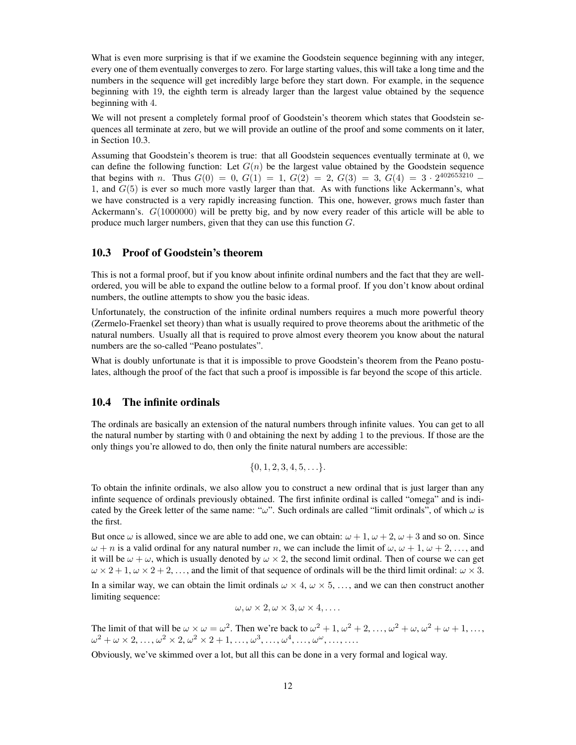What is even more surprising is that if we examine the Goodstein sequence beginning with any integer, every one of them eventually converges to zero. For large starting values, this will take a long time and the numbers in the sequence will get incredibly large before they start down. For example, in the sequence beginning with 19, the eighth term is already larger than the largest value obtained by the sequence beginning with 4.

We will not present a completely formal proof of Goodstein's theorem which states that Goodstein sequences all terminate at zero, but we will provide an outline of the proof and some comments on it later, in Section 10.3.

Assuming that Goodstein's theorem is true: that all Goodstein sequences eventually terminate at 0, we can define the following function: Let $G(n)$ be the largest value obtained by the Goodstein sequence that begins with $n$. Thus $G(0) = 0$, $G(1) = 1$, $G(2) = 2$, $G(3) = 3$, $G(4) = 3 \cdot 2^{402653210} - 1$, and $G(5)$ is ever so much more vastly larger than that. As with functions like Ackermann's, what we have constructed is a very rapidly increasing function. This one, however, grows much faster than Ackermann's. $G(1000000)$ will be pretty big, and by now every reader of this article will be able to produce much larger numbers, given that they can use this function $G$.

## 10.3 Proof of Goodstein's theorem

This is not a formal proof, but if you know about infinite ordinal numbers and the fact that they are well-ordered, you will be able to expand the outline below to a formal proof. If you don't know about ordinal numbers, the outline attempts to show you the basic ideas.

Unfortunately, the construction of the infinite ordinal numbers requires a much more powerful theory (Zermelo-Fraenkel set theory) than what is usually required to prove theorems about the arithmetic of the natural numbers. Usually all that is required to prove almost every theorem you know about the natural numbers are the so-called "Peano postulates".

What is doubly unfortunate is that it is impossible to prove Goodstein's theorem from the Peano postulates, although the proof of the fact that such a proof is impossible is far beyond the scope of this article.

## 10.4 The infinite ordinals

The ordinals are basically an extension of the natural numbers through infinite values. You can get to all the natural number by starting with 0 and obtaining the next by adding 1 to the previous. If those are the only things you're allowed to do, then only the finite natural numbers are accessible:

$$\{0, 1, 2, 3, 4, 5, \ldots\}.$$

To obtain the infinite ordinals, we also allow you to construct a new ordinal that is just larger than any infinte sequence of ordinals previously obtained. The first infinite ordinal is called "omega" and is indicated by the Greek letter of the same name: "$\omega$". Such ordinals are called "limit ordinals", of which $\omega$ is the first.

But once $\omega$ is allowed, since we are able to add one, we can obtain: $\omega + 1$, $\omega + 2$, $\omega + 3$ and so on. Since $\omega + n$ is a valid ordinal for any natural number $n$, we can include the limit of $\omega$, $\omega + 1$, $\omega + 2$, $\ldots$, and it will be $\omega + \omega$, which is usually denoted by $\omega \times 2$, the second limit ordinal. Then of course we can get $\omega \times 2 + 1$, $\omega \times 2 + 2$, $\ldots$, and the limit of that sequence of ordinals will be the third limit ordinal: $\omega \times 3$.

In a similar way, we can obtain the limit ordinals $\omega \times 4$, $\omega \times 5$, $\ldots$, and we can then construct another limiting sequence:

$$\omega, \omega \times 2, \omega \times 3, \omega \times 4, \ldots.$$

The limit of that will be $\omega \times \omega = \omega^2$. Then we're back to $\omega^2 + 1$, $\omega^2 + 2$, $\ldots$, $\omega^2 + \omega$, $\omega^2 + \omega + 1$, $\ldots$, $\omega^2 + \omega \times 2$, $\ldots$, $\omega^2 \times 2$, $\omega^2 \times 2 + 1$, $\ldots$, $\omega^3$, $\ldots$, $\omega^4$, $\ldots$, $\omega^\omega$, $\ldots$, $\ldots$.

Obviously, we've skimmed over a lot, but all this can be done in a very formal and logical way.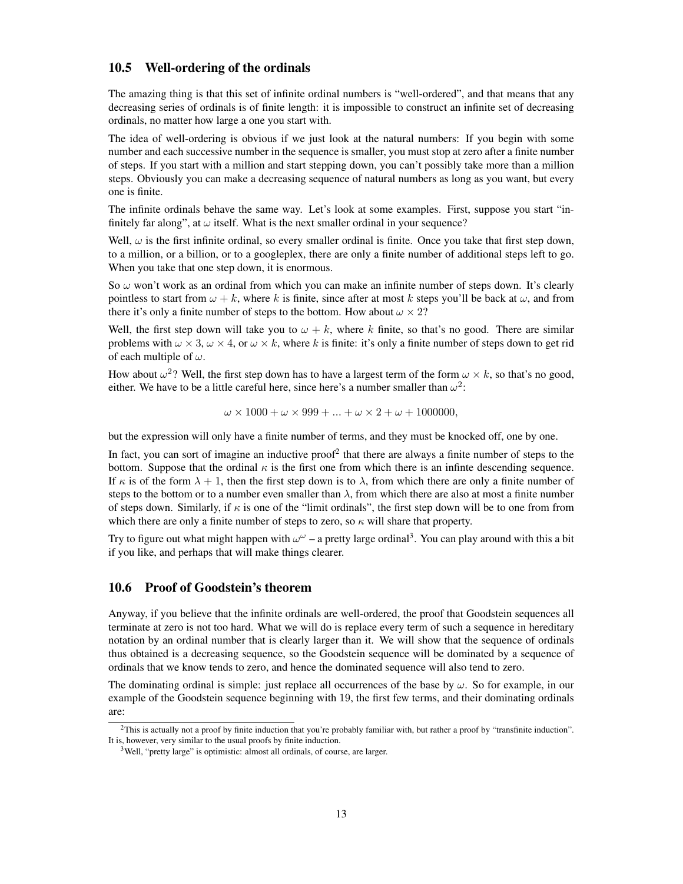## 10.5 Well-ordering of the ordinals

The amazing thing is that this set of infinite ordinal numbers is "well-ordered", and that means that any decreasing series of ordinals is of finite length: it is impossible to construct an infinite set of decreasing ordinals, no matter how large a one you start with.

The idea of well-ordering is obvious if we just look at the natural numbers: If you begin with some number and each successive number in the sequence is smaller, you must stop at zero after a finite number of steps. If you start with a million and start stepping down, you can't possibly take more than a million steps. Obviously you can make a decreasing sequence of natural numbers as long as you want, but every one is finite.

The infinite ordinals behave the same way. Let's look at some examples. First, suppose you start "infinitely far along", at $\omega$ itself. What is the next smaller ordinal in your sequence?

Well, $\omega$ is the first infinite ordinal, so every smaller ordinal is finite. Once you take that first step down, to a million, or a billion, or to a googleplex, there are only a finite number of additional steps left to go. When you take that one step down, it is enormous.

So $\omega$ won't work as an ordinal from which you can make an infinite number of steps down. It's clearly pointless to start from $\omega + k$, where $k$ is finite, since after at most $k$ steps you'll be back at $\omega$, and from there it's only a finite number of steps to the bottom. How about $\omega \times 2$?

Well, the first step down will take you to $\omega + k$, where $k$ finite, so that's no good. There are similar problems with $\omega \times 3$, $\omega \times 4$, or $\omega \times k$, where $k$ is finite: it's only a finite number of steps down to get rid of each multiple of $\omega$.

How about $\omega^2$? Well, the first step down has to have a largest term of the form $\omega \times k$, so that's no good, either. We have to be a little careful here, since here's a number smaller than $\omega^2$:

$$\omega \times 1000 + \omega \times 999 + ... + \omega \times 2 + \omega + 1000000,$$

but the expression will only have a finite number of terms, and they must be knocked off, one by one.

In fact, you can sort of imagine an inductive proof[2] that there are always a finite number of steps to the bottom. Suppose that the ordinal $\kappa$ is the first one from which there is an infinte descending sequence. If $\kappa$ is of the form $\lambda + 1$, then the first step down is to $\lambda$, from which there are only a finite number of steps to the bottom or to a number even smaller than $\lambda$, from which there are also at most a finite number of steps down. Similarly, if $\kappa$ is one of the "limit ordinals", the first step down will be to one from from which there are only a finite number of steps to zero, so $\kappa$ will share that property.

Try to figure out what might happen with $\omega^\omega$ – a pretty large ordinal[3]. You can play around with this a bit if you like, and perhaps that will make things clearer.

## 10.6 Proof of Goodstein's theorem

Anyway, if you believe that the infinite ordinals are well-ordered, the proof that Goodstein sequences all terminate at zero is not too hard. What we will do is replace every term of such a sequence in hereditary notation by an ordinal number that is clearly larger than it. We will show that the sequence of ordinals thus obtained is a decreasing sequence, so the Goodstein sequence will be dominated by a sequence of ordinals that we know tends to zero, and hence the dominated sequence will also tend to zero.

The dominating ordinal is simple: just replace all occurrences of the base by $\omega$. So for example, in our example of the Goodstein sequence beginning with 19, the first few terms, and their dominating ordinals are:

[2] This is actually not a proof by finite induction that you're probably familiar with, but rather a proof by "transfinite induction". It is, however, very similar to the usual proofs by finite induction.

[3] Well, "pretty large" is optimistic: almost all ordinals, of course, are larger.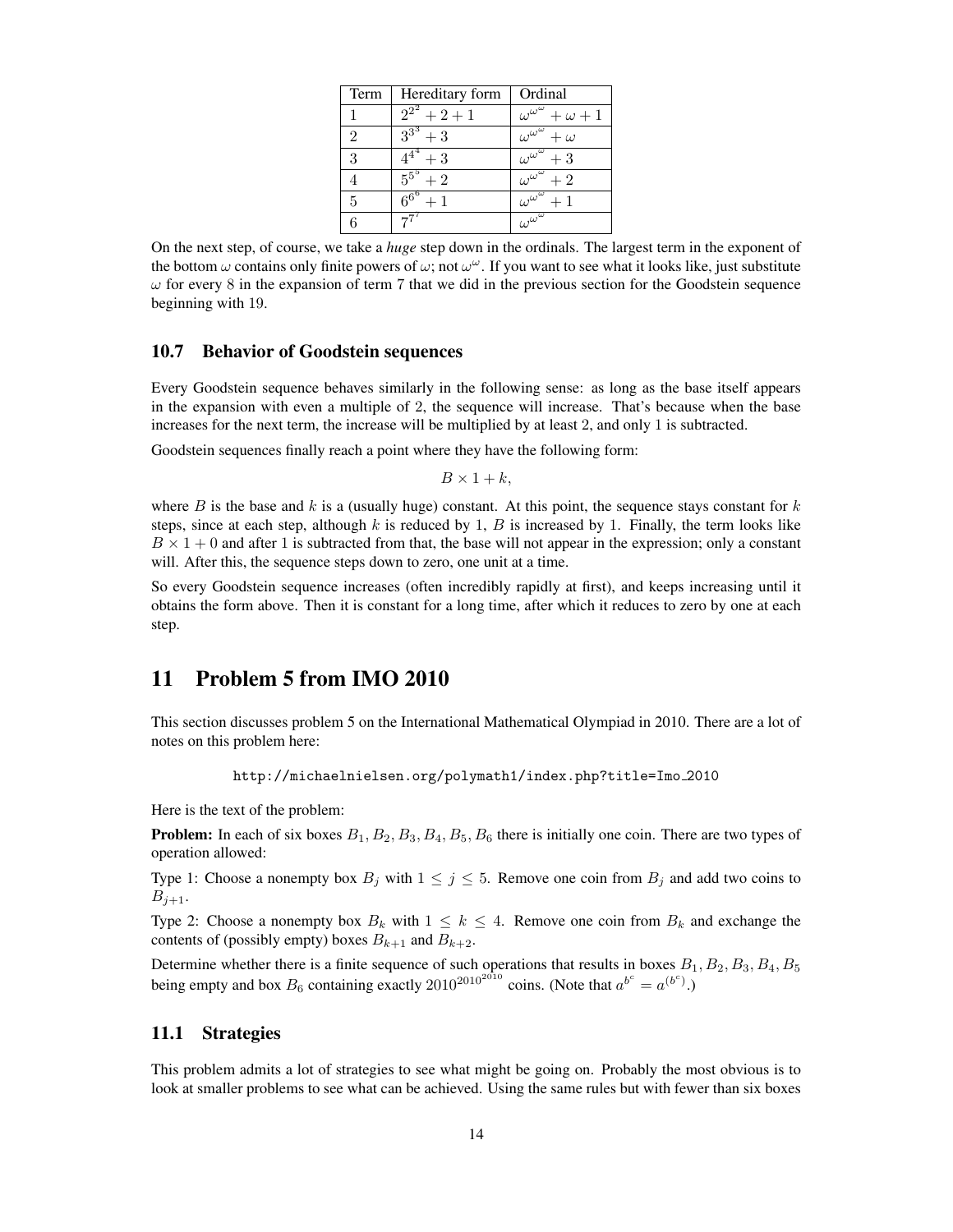| Term | Hereditary form | Ordinal |
|---|---|---|
| 1 | $2^{2^2} + 2 + 1$ | $\omega^{\omega^\omega} + \omega + 1$ |
| 2 | $3^{3^3} + 3$ | $\omega^{\omega^\omega} + \omega$ |
| 3 | $4^{4^4} + 3$ | $\omega^{\omega^\omega} + 3$ |
| 4 | $5^{5^5} + 2$ | $\omega^{\omega^\omega} + 2$ |
| 5 | $6^{6^6} + 1$ | $\omega^{\omega^\omega} + 1$ |
| 6 | $7^{7^7}$ | $\omega^{\omega^\omega}$ |

On the next step, of course, we take a ***huge*** step down in the ordinals. The largest term in the exponent of the bottom $\omega$ contains only finite powers of $\omega$; not $\omega^\omega$. If you want to see what it looks like, just substitute $\omega$ for every 8 in the expansion of term 7 that we did in the previous section for the Goodstein sequence beginning with 19.

### 10.7 Behavior of Goodstein sequences

Every Goodstein sequence behaves similarly in the following sense: as long as the base itself appears in the expansion with even a multiple of 2, the sequence will increase. That's because when the base increases for the next term, the increase will be multiplied by at least 2, and only 1 is subtracted.

Goodstein sequences finally reach a point where they have the following form:

$$B \times 1 + k,$$

where $B$ is the base and $k$ is a (usually huge) constant. At this point, the sequence stays constant for $k$ steps, since at each step, although $k$ is reduced by 1, $B$ is increased by 1. Finally, the term looks like $B \times 1 + 0$ and after 1 is subtracted from that, the base will not appear in the expression; only a constant will. After this, the sequence steps down to zero, one unit at a time.

So every Goodstein sequence increases (often incredibly rapidly at first), and keeps increasing until it obtains the form above. Then it is constant for a long time, after which it reduces to zero by one at each step.

## 11 Problem 5 from IMO 2010

This section discusses problem 5 on the International Mathematical Olympiad in 2010. There are a lot of notes on this problem here:

```
http://michaelnielsen.org/polymath1/index.php?title=Imo_2010
```

Here is the text of the problem:

**Problem:** In each of six boxes $B_1, B_2, B_3, B_4, B_5, B_6$ there is initially one coin. There are two types of operation allowed:

Type 1: Choose a nonempty box $B_j$ with $1 \leq j \leq 5$. Remove one coin from $B_j$ and add two coins to $B_{j+1}$.

Type 2: Choose a nonempty box $B_k$ with $1 \leq k \leq 4$. Remove one coin from $B_k$ and exchange the contents of (possibly empty) boxes $B_{k+1}$ and $B_{k+2}$.

Determine whether there is a finite sequence of such operations that results in boxes $B_1, B_2, B_3, B_4, B_5$ being empty and box $B_6$ containing exactly $2010^{2010^{2010}}$ coins. (Note that $a^{b^c} = a^{(b^c)}$.)

### 11.1 Strategies

This problem admits a lot of strategies to see what might be going on. Probably the most obvious is to look at smaller problems to see what can be achieved. Using the same rules but with fewer than six boxes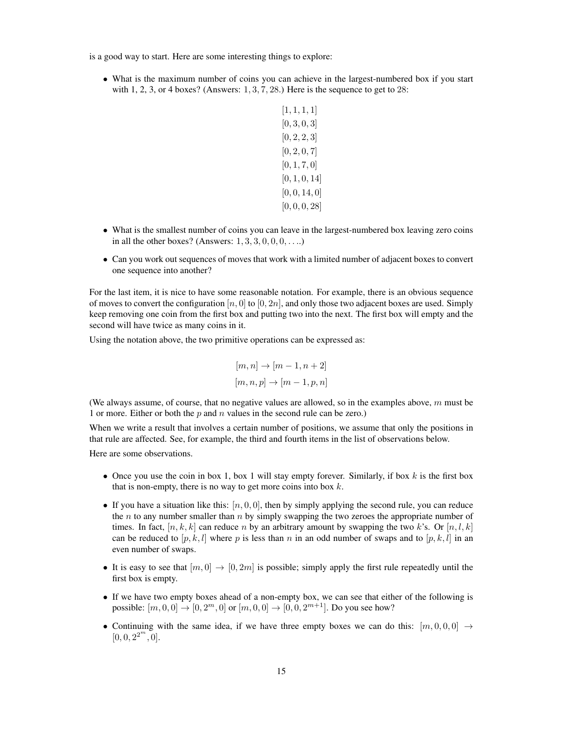is a good way to start. Here are some interesting things to explore:

- What is the maximum number of coins you can achieve in the largest-numbered box if you start with 1, 2, 3, or 4 boxes? (Answers: $1, 3, 7, 28$.) Here is the sequence to get to $28$:

$$
\begin{gathered}
[1,1,1,1] \\
[0,3,0,3] \\
[0,2,2,3] \\
[0,2,0,7] \\
[0,1,7,0] \\
[0,1,0,14] \\
[0,0,14,0] \\
[0,0,0,28]
\end{gathered}
$$

- What is the smallest number of coins you can leave in the largest-numbered box leaving zero coins in all the other boxes? (Answers: $1, 3, 3, 0, 0, 0, \ldots$.)
- Can you work out sequences of moves that work with a limited number of adjacent boxes to convert one sequence into another?

For the last item, it is nice to have some reasonable notation. For example, there is an obvious sequence of moves to convert the configuration $[n, 0]$ to $[0, 2n]$, and only those two adjacent boxes are used. Simply keep removing one coin from the first box and putting two into the next. The first box will empty and the second will have twice as many coins in it.

Using the notation above, the two primitive operations can be expressed as:

$$
\begin{gathered}
[m, n] \to [m-1, n+2] \\
[m, n, p] \to [m-1, p, n]
\end{gathered}
$$

(We always assume, of course, that no negative values are allowed, so in the examples above, $m$ must be 1 or more. Either or both the $p$ and $n$ values in the second rule can be zero.)

When we write a result that involves a certain number of positions, we assume that only the positions in that rule are affected. See, for example, the third and fourth items in the list of observations below.

Here are some observations.

- Once you use the coin in box 1, box 1 will stay empty forever. Similarly, if box $k$ is the first box that is non-empty, there is no way to get more coins into box $k$.
- If you have a situation like this: $[n, 0, 0]$, then by simply applying the second rule, you can reduce the $n$ to any number smaller than $n$ by simply swapping the two zeroes the appropriate number of times. In fact, $[n, k, k]$ can reduce $n$ by an arbitrary amount by swapping the two $k$'s. Or $[n, l, k]$ can be reduced to $[p, k, l]$ where $p$ is less than $n$ in an odd number of swaps and to $[p, k, l]$ in an even number of swaps.
- It is easy to see that $[m, 0] \to [0, 2m]$ is possible; simply apply the first rule repeatedly until the first box is empty.
- If we have two empty boxes ahead of a non-empty box, we can see that either of the following is possible: $[m, 0, 0] \to [0, 2^m, 0]$ or $[m, 0, 0] \to [0, 0, 2^{m+1}]$. Do you see how?
- Continuing with the same idea, if we have three empty boxes we can do this: $[m, 0, 0, 0] \to [0, 0, 2^{2^m}, 0]$.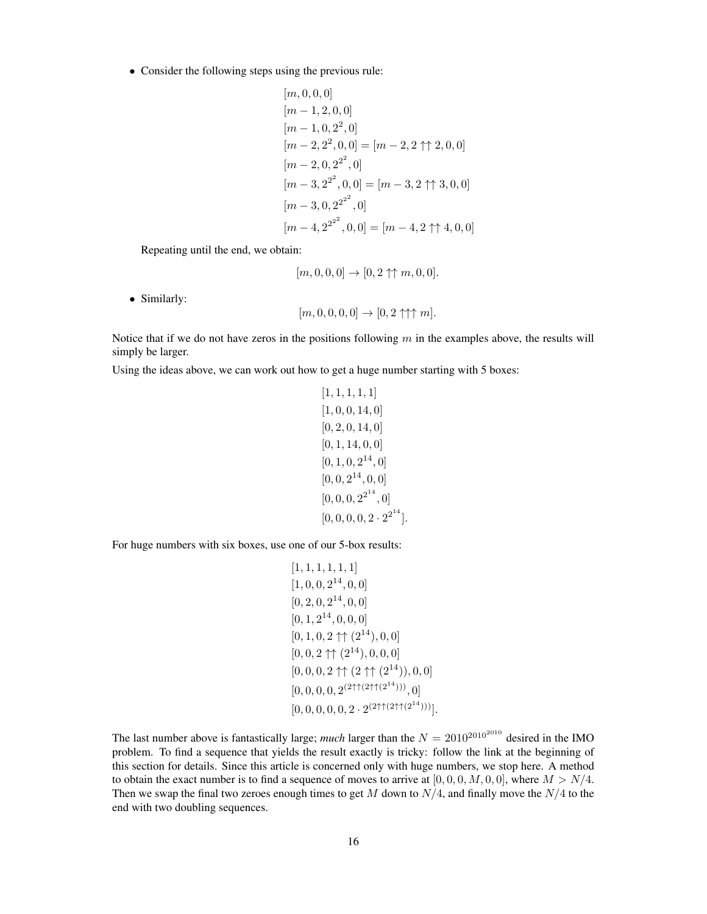- Consider the following steps using the previous rule:

$$
\begin{aligned}
&[m, 0, 0, 0] \\
&[m-1, 2, 0, 0] \\
&[m-1, 0, 2^2, 0] \\
&[m-2, 2^2, 0, 0] = [m-2, 2 \uparrow\uparrow 2, 0, 0] \\
&[m-2, 0, 2^{2^2}, 0] \\
&[m-3, 2^{2^2}, 0, 0] = [m-3, 2 \uparrow\uparrow 3, 0, 0] \\
&[m-3, 0, 2^{2^{2^2}}, 0] \\
&[m-4, 2^{2^{2^2}}, 0, 0] = [m-4, 2 \uparrow\uparrow 4, 0, 0]
\end{aligned}
$$

  Repeating until the end, we obtain:

$$[m, 0, 0, 0] \rightarrow [0, 2 \uparrow\uparrow m, 0, 0].$$

- Similarly:

$$[m, 0, 0, 0, 0] \rightarrow [0, 2 \uparrow\uparrow\uparrow m].$$

Notice that if we do not have zeros in the positions following $m$ in the examples above, the results will simply be larger.

Using the ideas above, we can work out how to get a huge number starting with 5 boxes:

$$
\begin{aligned}
&[1, 1, 1, 1, 1] \\
&[1, 0, 0, 14, 0] \\
&[0, 2, 0, 14, 0] \\
&[0, 1, 14, 0, 0] \\
&[0, 1, 0, 2^{14}, 0] \\
&[0, 0, 2^{14}, 0, 0] \\
&[0, 0, 0, 2^{2^{14}}, 0] \\
&[0, 0, 0, 0, 2 \cdot 2^{2^{14}}].
\end{aligned}
$$

For huge numbers with six boxes, use one of our 5-box results:

$$
\begin{aligned}
&[1, 1, 1, 1, 1, 1] \\
&[1, 0, 0, 2^{14}, 0, 0] \\
&[0, 2, 0, 2^{14}, 0, 0] \\
&[0, 1, 2^{14}, 0, 0, 0] \\
&[0, 1, 0, 2 \uparrow\uparrow (2^{14}), 0, 0] \\
&[0, 0, 2 \uparrow\uparrow (2^{14}), 0, 0, 0] \\
&[0, 0, 0, 2 \uparrow\uparrow (2 \uparrow\uparrow (2^{14})), 0, 0] \\
&[0, 0, 0, 0, 2^{(2\uparrow\uparrow(2\uparrow\uparrow(2^{14})))}, 0] \\
&[0, 0, 0, 0, 0, 2 \cdot 2^{(2\uparrow\uparrow(2\uparrow\uparrow(2^{14})))}].
\end{aligned}
$$

The last number above is fantastically large; ***much*** larger than the $N = 2010^{2010^{2010}}$ desired in the IMO problem. To find a sequence that yields the result exactly is tricky: follow the link at the beginning of this section for details. Since this article is concerned only with huge numbers, we stop here. A method to obtain the exact number is to find a sequence of moves to arrive at $[0, 0, 0, M, 0, 0]$, where $M > N/4$. Then we swap the final two zeroes enough times to get $M$ down to $N/4$, and finally move the $N/4$ to the end with two doubling sequences.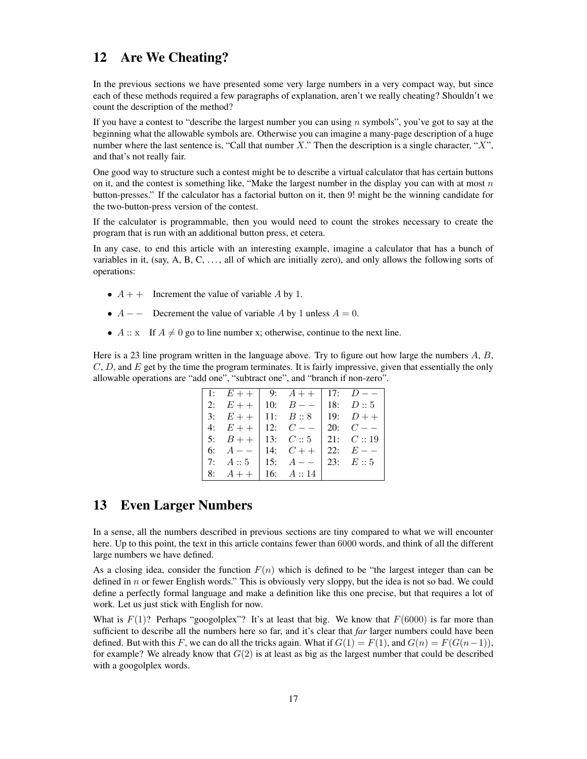## 12 Are We Cheating?

In the previous sections we have presented some very large numbers in a very compact way, but since each of these methods required a few paragraphs of explanation, aren't we really cheating? Shouldn't we count the description of the method?

If you have a contest to "describe the largest number you can using $n$ symbols", you've got to say at the beginning what the allowable symbols are. Otherwise you can imagine a many-page description of a huge number where the last sentence is, "Call that number $X$." Then the description is a single character, "$X$", and that's not really fair.

One good way to structure such a contest might be to describe a virtual calculator that has certain buttons on it, and the contest is something like, "Make the largest number in the display you can with at most $n$ button-presses." If the calculator has a factorial button on it, then 9! might be the winning candidate for the two-button-press version of the contest.

If the calculator is programmable, then you would need to count the strokes necessary to create the program that is run with an additional button press, et cetera.

In any case, to end this article with an interesting example, imagine a calculator that has a bunch of variables in it, (say, A, B, C, ..., all of which are initially zero), and only allows the following sorts of operations:

- $A{+}{+}$ Increment the value of variable $A$ by 1.
- $A{-}{-}$ Decrement the value of variable $A$ by 1 unless $A = 0$.
- $A :: \mathrm{x}$ If $A \neq 0$ go to line number x; otherwise, continue to the next line.

Here is a 23 line program written in the language above. Try to figure out how large the numbers $A$, $B$, $C$, $D$, and $E$ get by the time the program terminates. It is fairly impressive, given that essentially the only allowable operations are "add one", "subtract one", and "branch if non-zero".

| | | | | | |
|---|---|---|---|---|---|
| 1: | $E{+}{+}$ | 9: | $A{+}{+}$ | 17: | $D{-}{-}$ |
| 2: | $E{+}{+}$ | 10: | $B{-}{-}$ | 18: | $D :: 5$ |
| 3: | $E{+}{+}$ | 11: | $B :: 8$ | 19: | $D{+}{+}$ |
| 4: | $E{+}{+}$ | 12: | $C{-}{-}$ | 20: | $C{-}{-}$ |
| 5: | $B{+}{+}$ | 13: | $C :: 5$ | 21: | $C :: 19$ |
| 6: | $A{-}{-}$ | 14: | $C{+}{+}$ | 22: | $E{-}{-}$ |
| 7: | $A :: 5$ | 15: | $A{-}{-}$ | 23: | $E :: 5$ |
| 8: | $A{+}{+}$ | 16: | $A :: 14$ | | |

## 13 Even Larger Numbers

In a sense, all the numbers described in previous sections are tiny compared to what we will encounter here. Up to this point, the text in this article contains fewer than 6000 words, and think of all the different large numbers we have defined.

As a closing idea, consider the function $F(n)$ which is defined to be "the largest integer than can be defined in $n$ or fewer English words." This is obviously very sloppy, but the idea is not so bad. We could define a perfectly formal language and make a definition like this one precise, but that requires a lot of work. Let us just stick with English for now.

What is $F(1)$? Perhaps "googolplex"? It's at least that big. We know that $F(6000)$ is far more than sufficient to describe all the numbers here so far, and it's clear that *far* larger numbers could have been defined. But with this $F$, we can do all the tricks again. What if $G(1) = F(1)$, and $G(n) = F(G(n-1))$, for example? We already know that $G(2)$ is at least as big as the largest number that could be described with a googolplex words.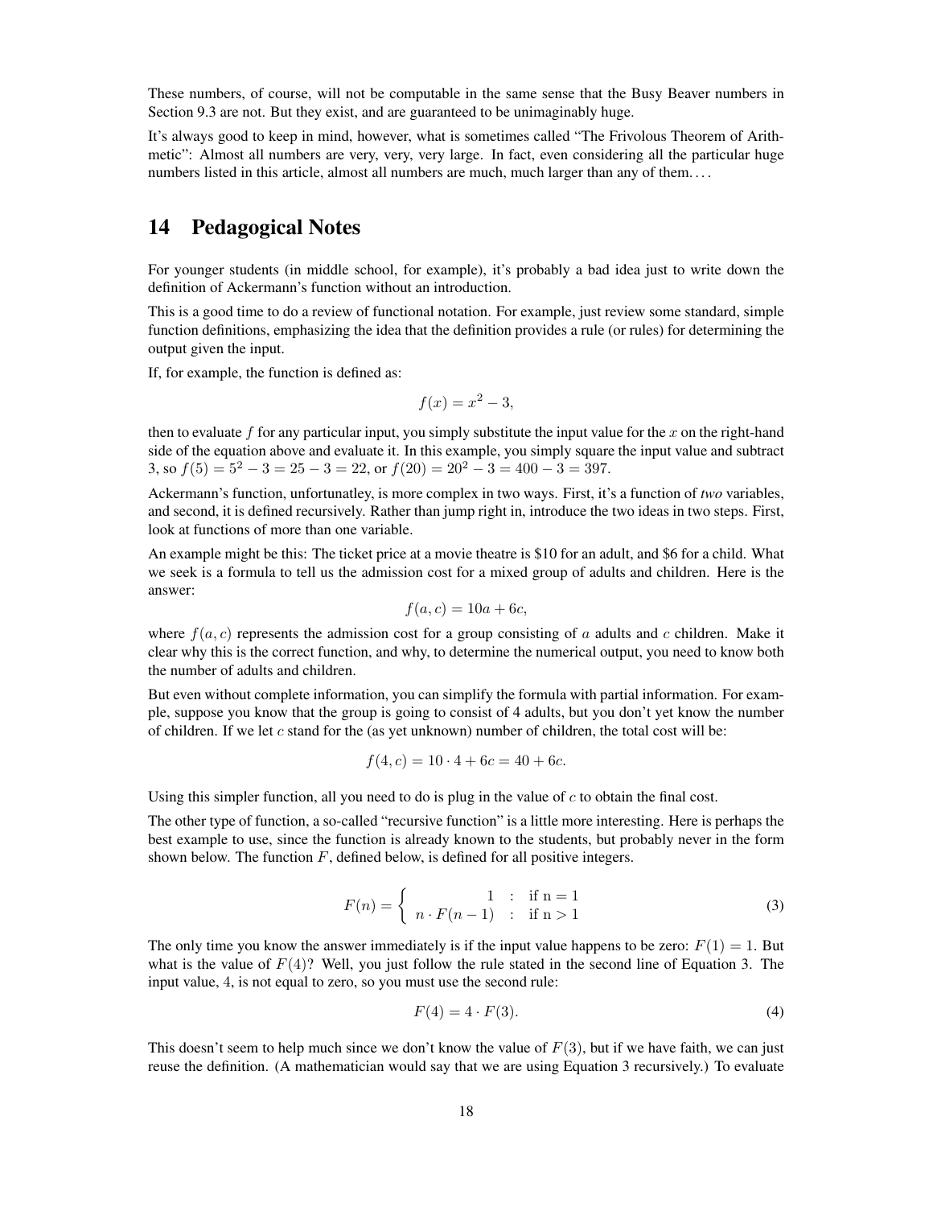These numbers, of course, will not be computable in the same sense that the Busy Beaver numbers in Section 9.3 are not. But they exist, and are guaranteed to be unimaginably huge.

It's always good to keep in mind, however, what is sometimes called "The Frivolous Theorem of Arithmetic": Almost all numbers are very, very, very large. In fact, even considering all the particular huge numbers listed in this article, almost all numbers are much, much larger than any of them. . . .

## 14 Pedagogical Notes

For younger students (in middle school, for example), it's probably a bad idea just to write down the definition of Ackermann's function without an introduction.

This is a good time to do a review of functional notation. For example, just review some standard, simple function definitions, emphasizing the idea that the definition provides a rule (or rules) for determining the output given the input.

If, for example, the function is defined as:

$$f(x) = x^2 - 3,$$

then to evaluate $f$ for any particular input, you simply substitute the input value for the $x$ on the right-hand side of the equation above and evaluate it. In this example, you simply square the input value and subtract 3, so $f(5) = 5^2 - 3 = 25 - 3 = 22$, or $f(20) = 20^2 - 3 = 400 - 3 = 397$.

Ackermann's function, unfortunatley, is more complex in two ways. First, it's a function of *two* variables, and second, it is defined recursively. Rather than jump right in, introduce the two ideas in two steps. First, look at functions of more than one variable.

An example might be this: The ticket price at a movie theatre is \$10 for an adult, and \$6 for a child. What we seek is a formula to tell us the admission cost for a mixed group of adults and children. Here is the answer:

$$f(a, c) = 10a + 6c,$$

where $f(a, c)$ represents the admission cost for a group consisting of $a$ adults and $c$ children. Make it clear why this is the correct function, and why, to determine the numerical output, you need to know both the number of adults and children.

But even without complete information, you can simplify the formula with partial information. For example, suppose you know that the group is going to consist of 4 adults, but you don't yet know the number of children. If we let $c$ stand for the (as yet unknown) number of children, the total cost will be:

$$f(4, c) = 10 \cdot 4 + 6c = 40 + 6c.$$

Using this simpler function, all you need to do is plug in the value of $c$ to obtain the final cost.

The other type of function, a so-called "recursive function" is a little more interesting. Here is perhaps the best example to use, since the function is already known to the students, but probably never in the form shown below. The function $F$, defined below, is defined for all positive integers.

$$F(n) = \begin{cases} 1 & : \text{ if n = 1} \\ n \cdot F(n-1) & : \text{ if n > 1} \end{cases} \tag{3}$$

The only time you know the answer immediately is if the input value happens to be zero: $F(1) = 1$. But what is the value of $F(4)$? Well, you just follow the rule stated in the second line of Equation 3. The input value, 4, is not equal to zero, so you must use the second rule:

$$F(4) = 4 \cdot F(3). \tag{4}$$

This doesn't seem to help much since we don't know the value of $F(3)$, but if we have faith, we can just reuse the definition. (A mathematician would say that we are using Equation 3 recursively.) To evaluate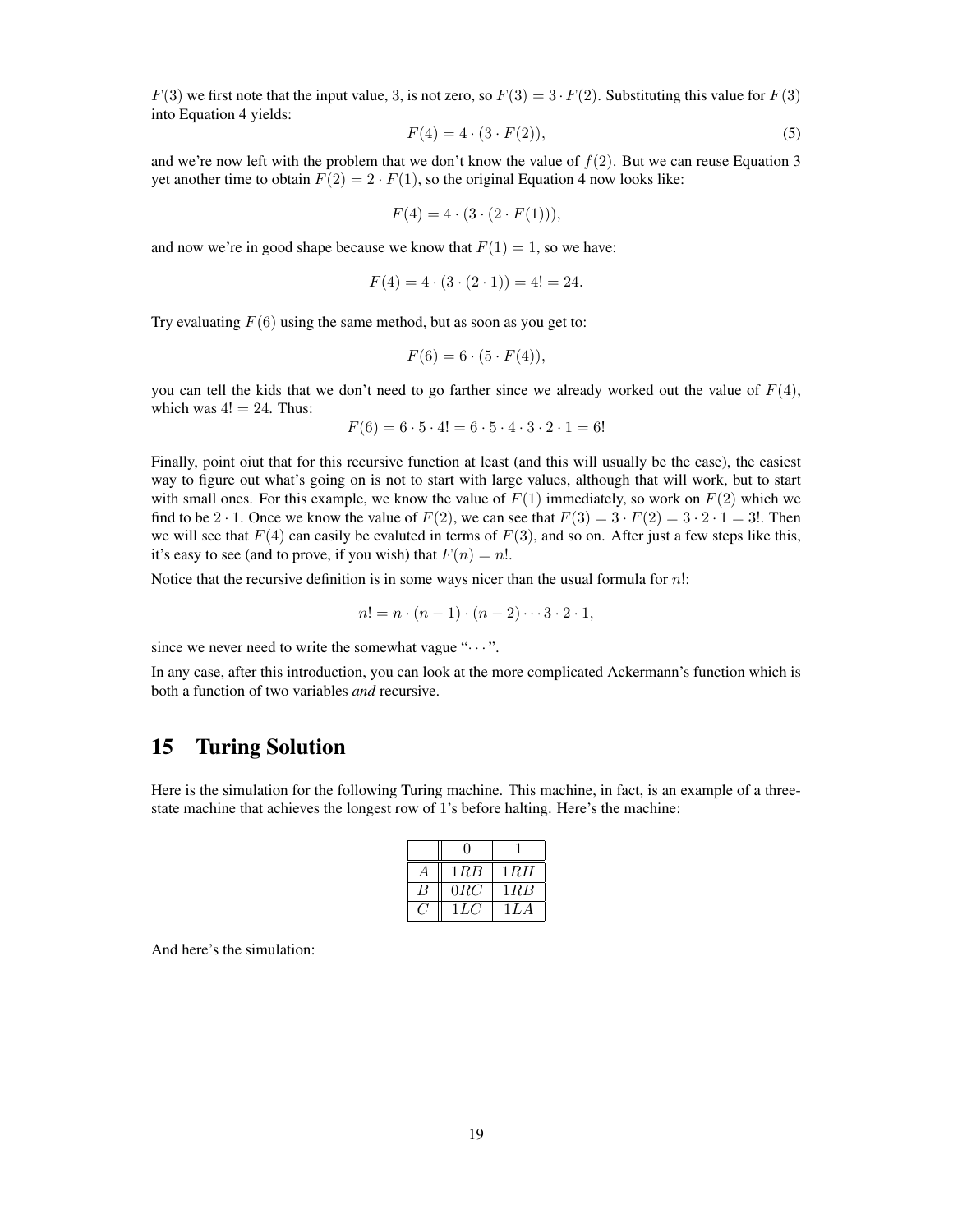$F(3)$ we first note that the input value, 3, is not zero, so $F(3) = 3 \cdot F(2)$. Substituting this value for $F(3)$ into Equation 4 yields:

$$F(4) = 4 \cdot (3 \cdot F(2)), \tag{5}$$

and we're now left with the problem that we don't know the value of $f(2)$. But we can reuse Equation 3 yet another time to obtain $F(2) = 2 \cdot F(1)$, so the original Equation 4 now looks like:

$$F(4) = 4 \cdot (3 \cdot (2 \cdot F(1))),$$

and now we're in good shape because we know that $F(1) = 1$, so we have:

$$F(4) = 4 \cdot (3 \cdot (2 \cdot 1)) = 4! = 24.$$

Try evaluating $F(6)$ using the same method, but as soon as you get to:

$$F(6) = 6 \cdot (5 \cdot F(4)),$$

you can tell the kids that we don't need to go farther since we already worked out the value of $F(4)$, which was $4! = 24$. Thus:

$$F(6) = 6 \cdot 5 \cdot 4! = 6 \cdot 5 \cdot 4 \cdot 3 \cdot 2 \cdot 1 = 6!$$

Finally, point oiut that for this recursive function at least (and this will usually be the case), the easiest way to figure out what's going on is not to start with large values, although that will work, but to start with small ones. For this example, we know the value of $F(1)$ immediately, so work on $F(2)$ which we find to be $2 \cdot 1$. Once we know the value of $F(2)$, we can see that $F(3) = 3 \cdot F(2) = 3 \cdot 2 \cdot 1 = 3!$. Then we will see that $F(4)$ can easily be evaluted in terms of $F(3)$, and so on. After just a few steps like this, it's easy to see (and to prove, if you wish) that $F(n) = n!$.

Notice that the recursive definition is in some ways nicer than the usual formula for $n!$:

$$n! = n \cdot (n-1) \cdot (n-2) \cdots 3 \cdot 2 \cdot 1,$$

since we never need to write the somewhat vague "$\cdots$".

In any case, after this introduction, you can look at the more complicated Ackermann's function which is both a function of two variables *and* recursive.

## 15 Turing Solution

Here is the simulation for the following Turing machine. This machine, in fact, is an example of a three-state machine that achieves the longest row of 1's before halting. Here's the machine:

| | 0 | 1 |
|---|---|---|
| $A$ | $1RB$ | $1RH$ |
| $B$ | $0RC$ | $1RB$ |
| $C$ | $1LC$ | $1LA$ |

And here's the simulation: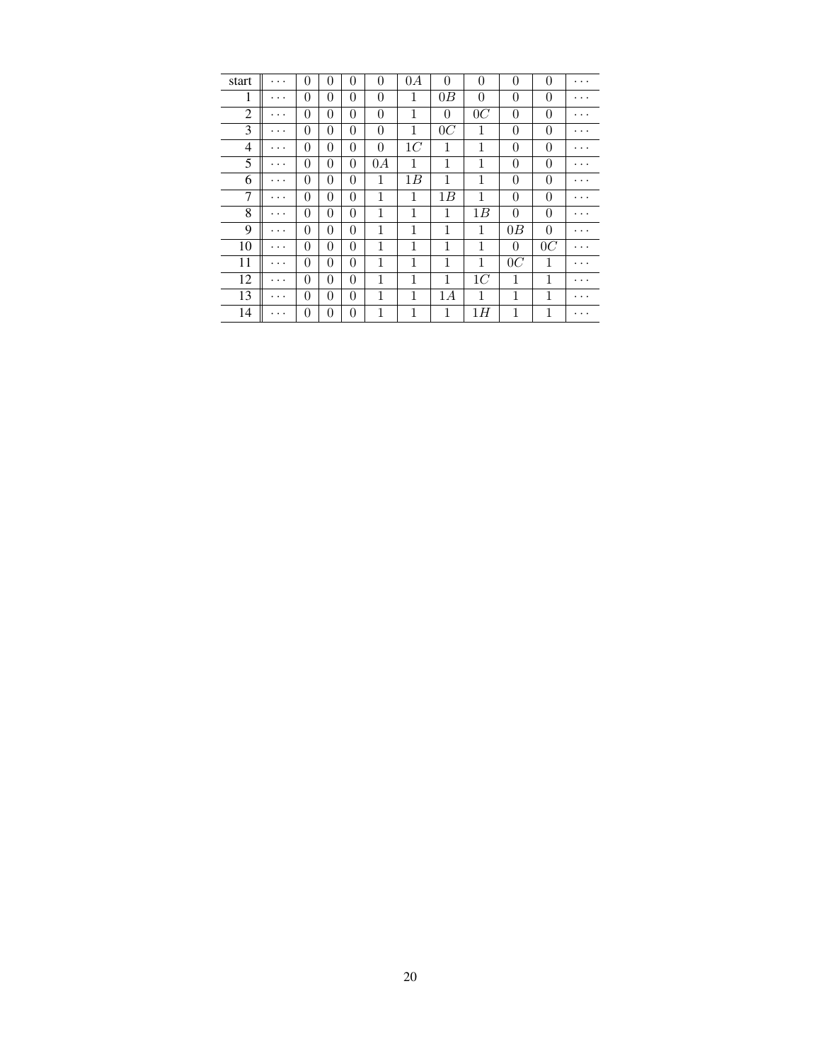| | | | | | | | | | | | |
|---|---|---|---|---|---|---|---|---|---|---|---|
| start | $\cdots$ | 0 | 0 | 0 | 0 | $0A$ | 0 | 0 | 0 | 0 | $\cdots$ |
| 1 | $\cdots$ | 0 | 0 | 0 | 0 | 1 | $0B$ | 0 | 0 | 0 | $\cdots$ |
| 2 | $\cdots$ | 0 | 0 | 0 | 0 | 1 | 0 | $0C$ | 0 | 0 | $\cdots$ |
| 3 | $\cdots$ | 0 | 0 | 0 | 0 | 1 | $0C$ | 1 | 0 | 0 | $\cdots$ |
| 4 | $\cdots$ | 0 | 0 | 0 | 0 | $1C$ | 1 | 1 | 0 | 0 | $\cdots$ |
| 5 | $\cdots$ | 0 | 0 | 0 | $0A$ | 1 | 1 | 1 | 0 | 0 | $\cdots$ |
| 6 | $\cdots$ | 0 | 0 | 0 | 1 | $1B$ | 1 | 1 | 0 | 0 | $\cdots$ |
| 7 | $\cdots$ | 0 | 0 | 0 | 1 | 1 | $1B$ | 1 | 0 | 0 | $\cdots$ |
| 8 | $\cdots$ | 0 | 0 | 0 | 1 | 1 | 1 | $1B$ | 0 | 0 | $\cdots$ |
| 9 | $\cdots$ | 0 | 0 | 0 | 1 | 1 | 1 | 1 | $0B$ | 0 | $\cdots$ |
| 10 | $\cdots$ | 0 | 0 | 0 | 1 | 1 | 1 | 1 | 0 | $0C$ | $\cdots$ |
| 11 | $\cdots$ | 0 | 0 | 0 | 1 | 1 | 1 | 1 | $0C$ | 1 | $\cdots$ |
| 12 | $\cdots$ | 0 | 0 | 0 | 1 | 1 | 1 | $1C$ | 1 | 1 | $\cdots$ |
| 13 | $\cdots$ | 0 | 0 | 0 | 1 | 1 | $1A$ | 1 | 1 | 1 | $\cdots$ |
| 14 | $\cdots$ | 0 | 0 | 0 | 1 | 1 | 1 | $1H$ | 1 | 1 | $\cdots$ |